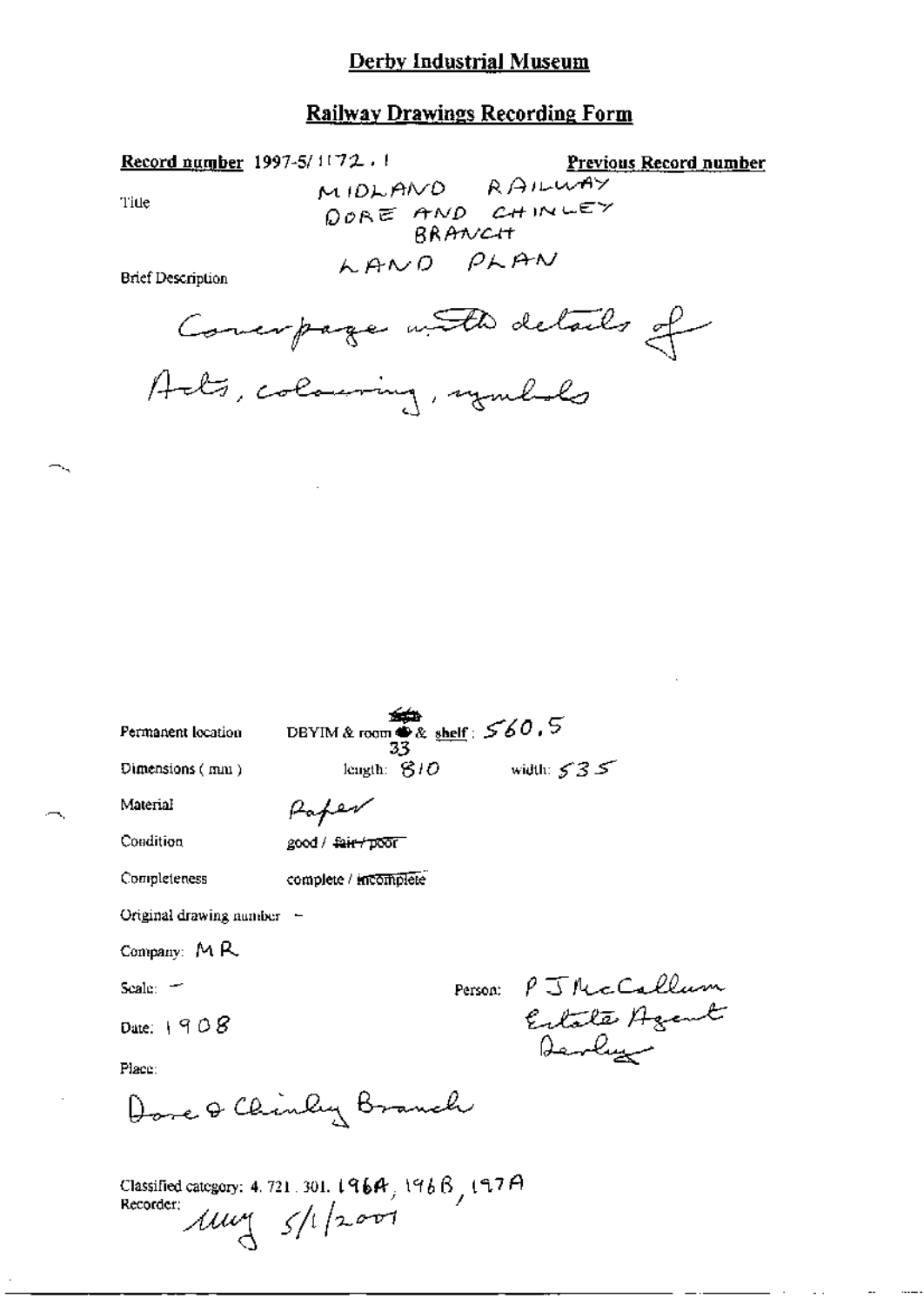# Derby Industrial Museum

## Railway Drawings Recording Form

**Record number** 1997-5/1172.1

**Previous Record number**

Title: MIDLAND RAILWAY DORE AND CHINLEY BRANCH LAND PLAN

Brief Description:

Coverpage with details of Acts, colouring, symbols

Permanent location: DBYIM & room 33 & shelf: 560.5

Dimensions (mm): length: 810 width: 535

Material: Paper

Condition: good / ~~fair / poor~~

Completeness: complete / ~~incomplete~~

Original drawing number: –

Company: MR

Scale: –

Person: P J McCallum Estate Agent Derby

Date: 1908

Place:

Dore & Chinley Branch

Classified category: 4. 721. 301. 196A, 196B, 197A

Recorder: MY 5/1/2001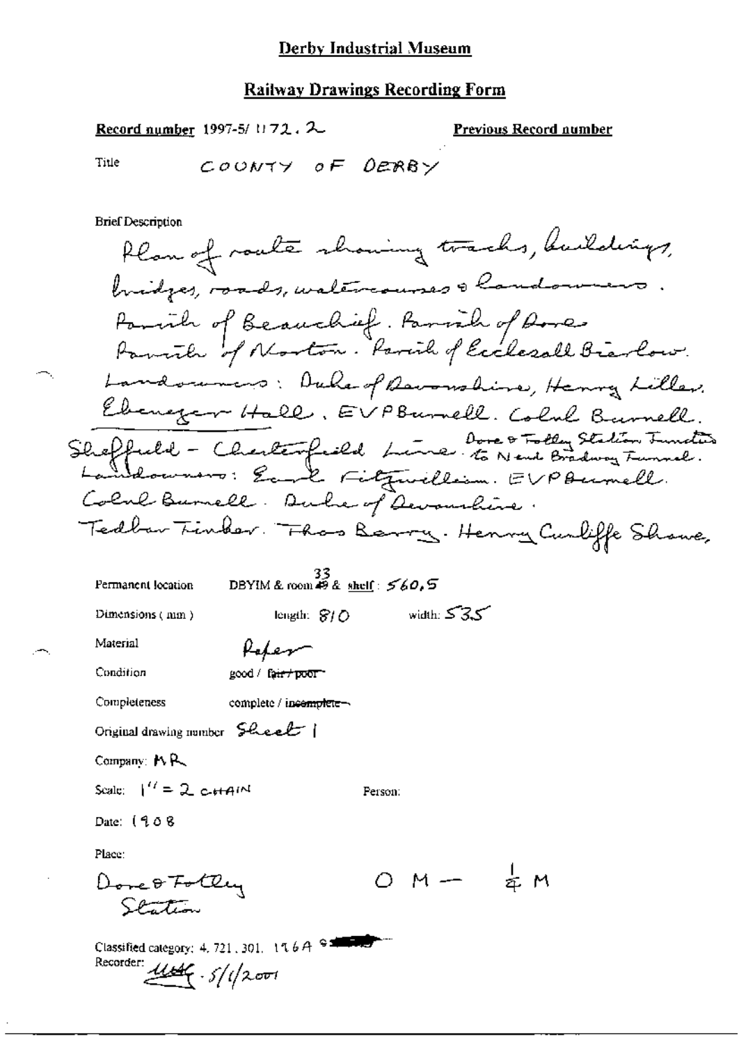# Derby Industrial Museum

## Railway Drawings Recording Form

**Record number** 1997-5/ 1172 . 2 **Previous Record number**

Title COUNTY OF DERBY

Brief Description

Plan of route showing tracks, buildings, bridges, roads, watercourses & landowners. Parish of Beauchief. Parish of Dore. Parish of Norton. Parish of Ecclesall Bierlow. Landowners: Duke of Devonshire, Henry Lilley. Ebenezer Hall. E V P Burnell. Colnl Burnell. Sheffield - Chesterfield Line. Dore & Totley Station Junction to N end Bradway Tunnel. Landowners: Earl Fitzwilliam. E V P Burnell. Colnl Burnell. Duke of Devonshire. Tedbar Timber. Thos Barry. Henry Cunliffe Shawe,

Permanent location DBYIM & room ~~49~~ 33 & shelf : 560,5

Dimensions ( mm ) length: 810 width: 535

Material Paper

Condition good / ~~fair / poor~~

Completeness complete / ~~incomplete~~

Original drawing number Sheet 1

Company: MR

Scale: 1" = 2 CHAIN

Person:

Date: 1908

Place:

Dore & Totley Station

0 M — $\frac{1}{4}$ M

Classified category: 4. 721 . 301. 176A

Recorder: 5/1/2001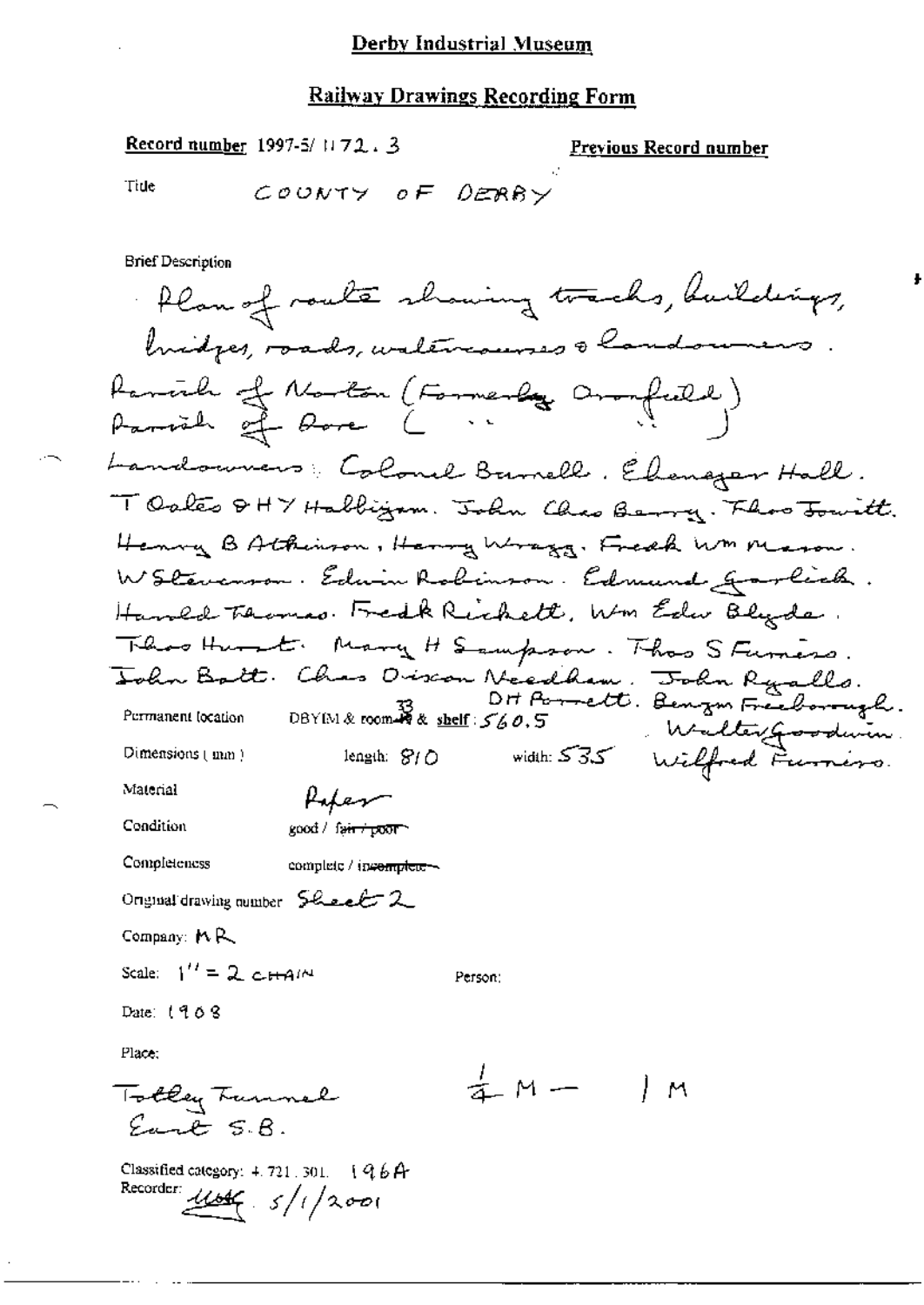**Derby Industrial Museum**

**Railway Drawings Recording Form**

**Record number** 1997-5/1172.3

**Previous Record number**

Title: COUNTY OF DERBY

Brief Description

Plan of route showing tracks, buildings, bridges, roads, watercourses & landowners.

Parish of Norton (Formerly Dronfield)
Parish of Dore ( " " )

Landowners: Colonel Barnell. Ebenezer Hall. T Oates & H Y Halbigam. John Chas Berry. Thos Jowitt. Henry B Atkinson, Harry Wragg. Fredk Wm Mason. W Stevenson. Edwin Robinson. Edmund Garlick. Harold Thomas. Fredk Rickett, Wm Edw Blyde. Thos Hurst. Mary H Sampson. Thos S Furniss. John Batt. Chas Dixon Needham. John Ryalls. DH Parnett. Benzn Freeborough. Walter Goodwin. Wilfred Furniss.

Permanent location: DBYIM & room 33 & shelf: 560.5

Dimensions (mm): length: 810 width: 535

Material: Paper

Condition: good / ~~fair / poor~~

Completeness: complete / ~~incomplete~~

Original drawing number: Sheet 2

Company: MR

Scale: 1" = 2 CHAIN

Person:

Date: 1908

Place:

Totley Tunnel East S.B.

$\frac{1}{4}$ M — 1 M

Classified category: 4.721.301. 196A

Recorder: [initials] 5/1/2001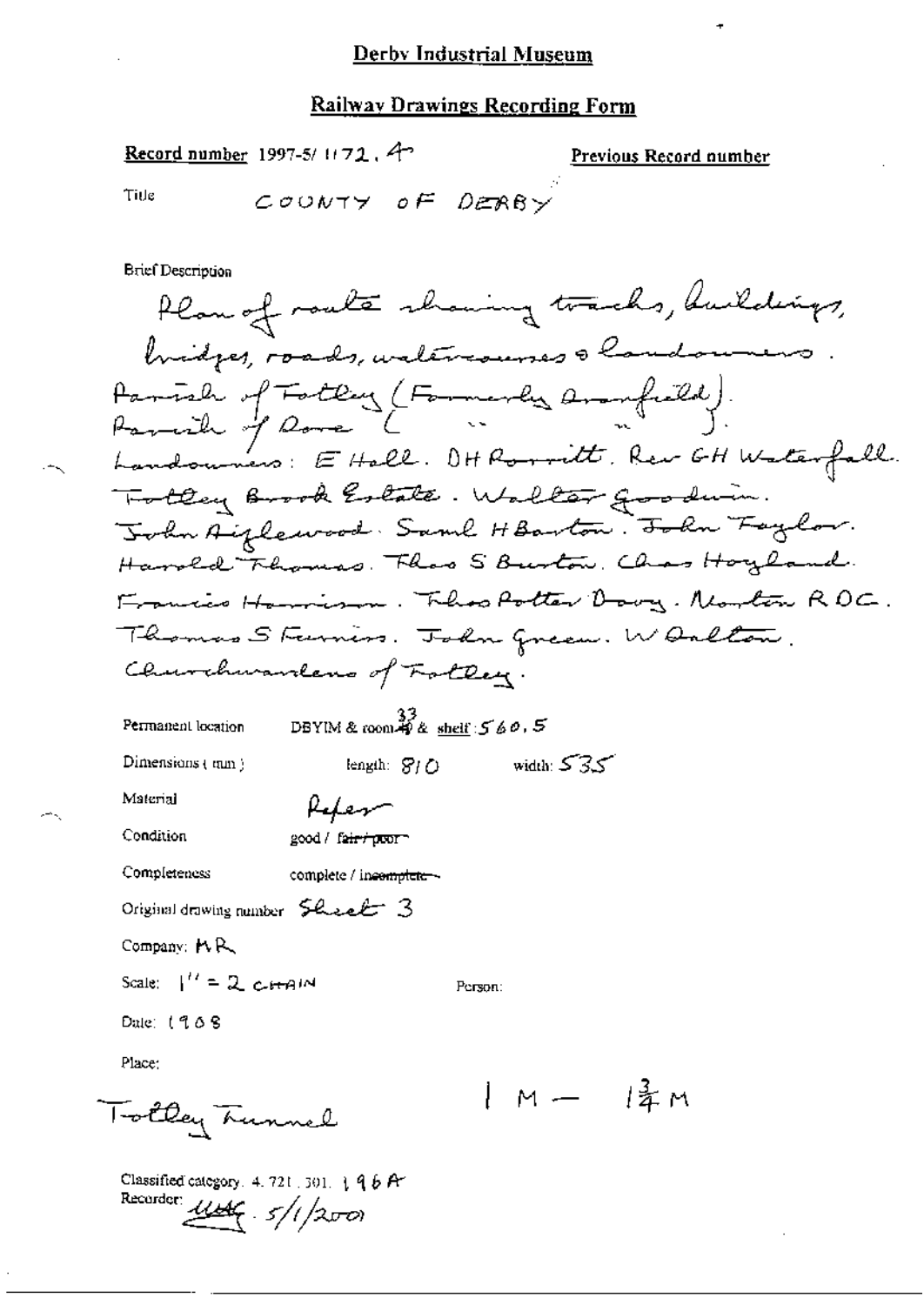# Derby Industrial Museum

## Railway Drawings Recording Form

**Record number** 1997-5/ 1172 . 4

**Previous Record number**

Title COUNTY OF DERBY

Brief Description

Plan of route showing tracks, buildings, bridges, roads, watercourses & landowners. Parish of Totley (Formerly Dronfield). Parish of Dore ( " " ). Landowners: E Hall. DH Rorritt. Rev GH Waterfall. Totley Brook Estate. Walter Goodwin. John Aizlewood. Saml H Barton. John Taylor. Harold Thomas. Thos S Burton. Chas Hoyland. Francis Harrison. Thos Potter Davy. Norton RDC. Thomas S Furniss. John Green. W Dalton. Churchwardens of Totley.

Permanent location DBYIM & room ~~40~~ 33 & shelf: 560.5

Dimensions (mm) length: 810 width: 535

Material Paper

Condition good / ~~fair / poor~~

Completeness complete / ~~incomplete~~

Original drawing number Sheet 3

Company: MR

Scale: 1" = 2 CHAIN

Person:

Date: 1908

Place:

Totley Tunnel

1 M — $1\frac{3}{4}$ M

Classified category. 4. 721. 301. 196A

Recorder: [signature] 5/1/2001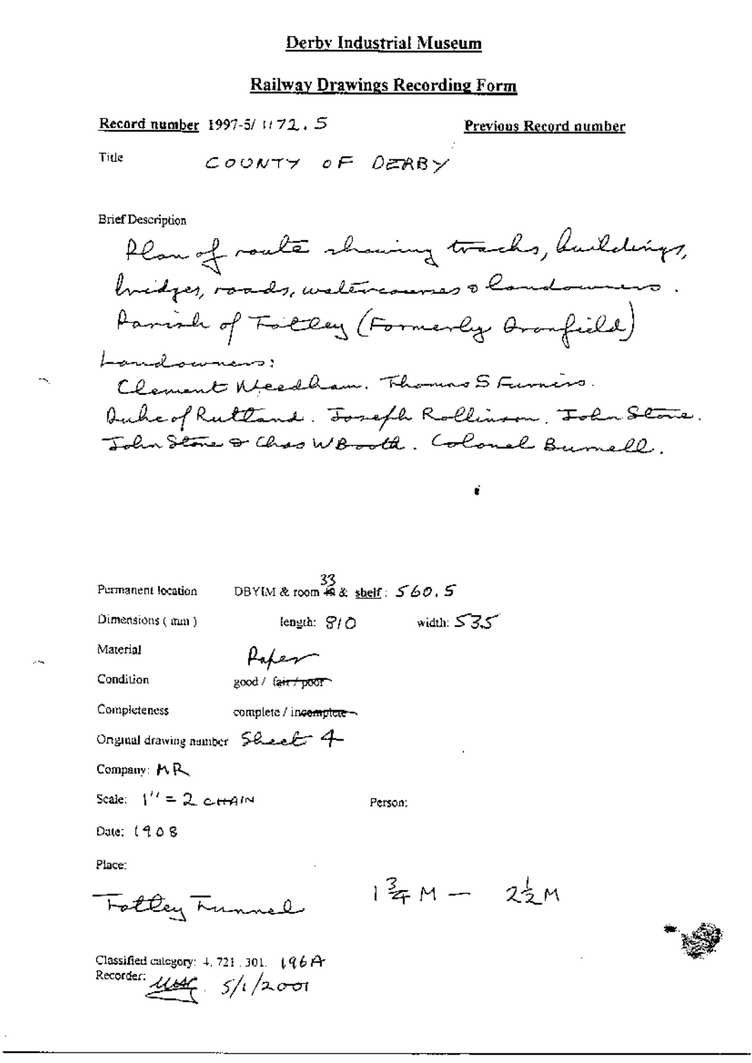# Derby Industrial Museum

## Railway Drawings Recording Form

**Record number** 1997-5/ 1172 . 5

**Previous Record number**

Title COUNTY OF DERBY

Brief Description

Plan of route showing tracks, buildings, bridges, roads, watercourses & landowners. Parish of Fotley (Formerly Aranfield)

Landowners:

Clement Needham. Thomas S Furniss.

Duke of Rutland. Joseph Rollinson. John Stone.

John Stone & Chas W Booth. Colonel Burnell.

Permanent location DBYIM & room ~~49~~ 33 & shelf: 560 . 5

Dimensions ( mm ) length: 810 width: 535

Material Paper

Condition good / ~~fair / poor~~

Completeness complete / ~~incomplete~~

Original drawing number Sheet 4

Company: MR

Scale: 1'' = 2 CHAIN

Person:

Date: 1908

Place:

Fotley Tunnel $1\frac{3}{4}$ M — $2\frac{1}{2}$ M

Classified category: 4. 721 . 301. 196A

Recorder: MAC 5/1/2001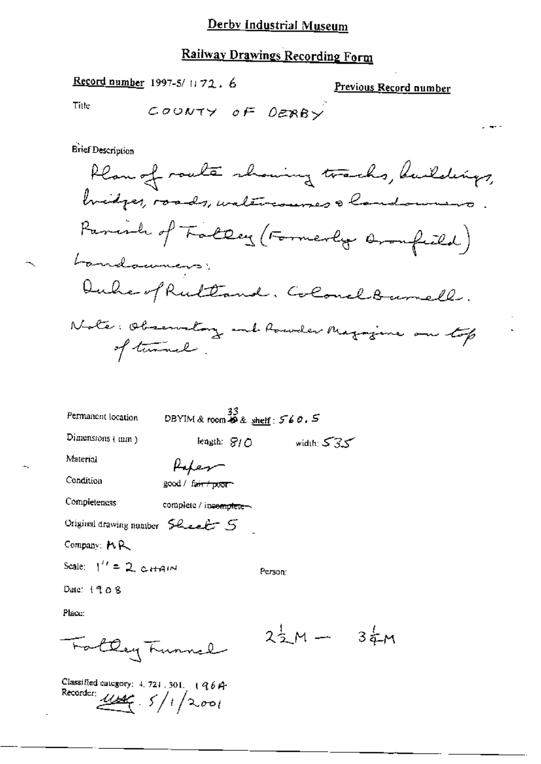# Derby Industrial Museum

## Railway Drawings Recording Form

**Record number** 1997-5/1172.6

**Previous Record number**

Title COUNTY OF DERBY

Brief Description

Plan of route showing tracks, buildings, bridges, roads, watercourses & landowners.
Parish of Fatley (Formerly Dronfield)
Landowners:
Duke of Rutland. Colonel Burnell.
Note: Observatory and Powder Magazine on top of tunnel.

Permanent location DBYIM & room 33 & shelf: 560.5

Dimensions (mm) length: 810 width: 535

Material Paper

Condition good / ~~fair / poor~~

Completeness complete / ~~incomplete~~

Original drawing number Sheet 5

Company: MR

Scale: 1" = 2 CHAIN

Person:

Date: 1908

Place:

Fatley Tunnel $2\frac{1}{2}$M — $3\frac{1}{4}$M

Classified category: 4.721.301. 196A
Recorder: [signature] 5/1/2001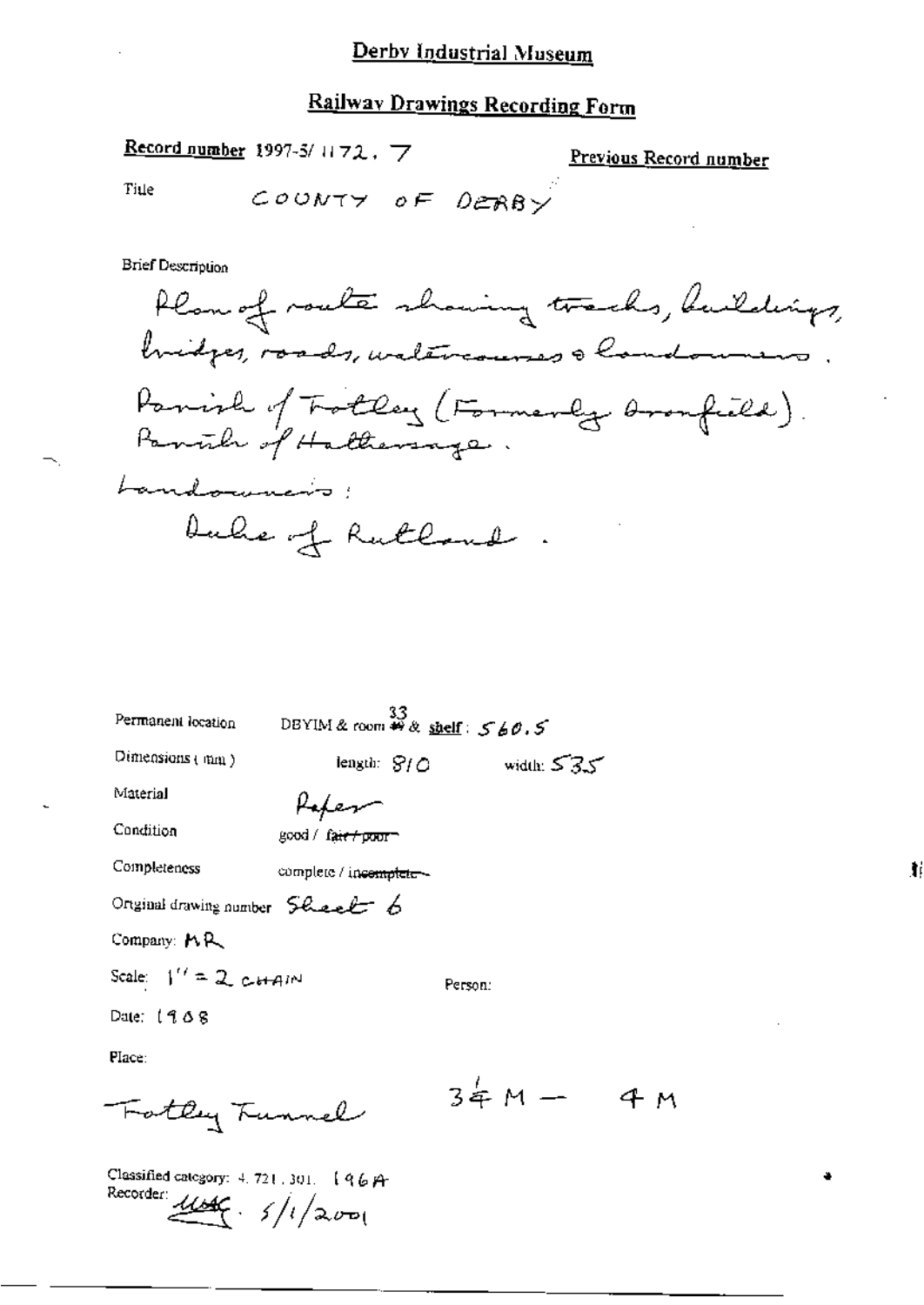# Derby Industrial Museum

## Railway Drawings Recording Form

**Record number** 1997-5/ 1172. 7

**Previous Record number**

Title COUNTY OF DERBY

Brief Description

Plan of route showing tracks, buildings, bridges, roads, watercourses & landowners.
Parish of Totley (Formerly Dronfield).
Parish of Hathersage.

Landowners:
Duke of Rutland.

Permanent location DBYIM & room 33 & shelf: 560.5

Dimensions (mm) length: 810 width: 535

Material Paper

Condition good / ~~fair / poor~~

Completeness complete / ~~incomplete~~

Original drawing number Sheet 6

Company: MR

Scale: 1" = 2 CHAIN

Person:

Date: 1908

Place:

Totley Tunnel $3\frac{1}{4}$ M — 4 M

Classified category: 4. 721. 301. 196A

Recorder: [signature] 5/1/2001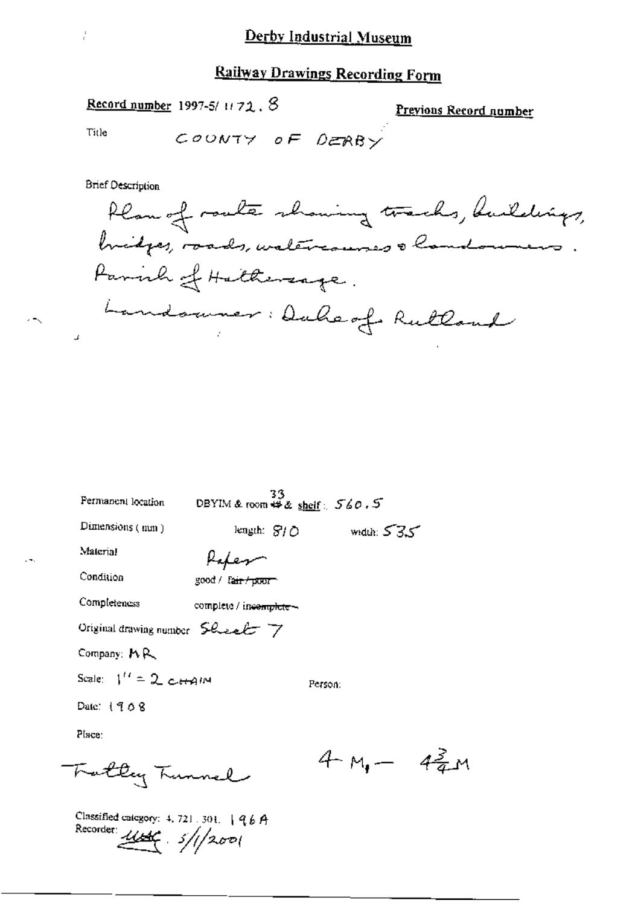# Derby Industrial Museum

## Railway Drawings Recording Form

**Record number** 1997-5/1172.8 **Previous Record number**

Title COUNTY OF DERBY

Brief Description

Plan of route showing tracks, buildings, bridges, roads, watercourses & landowners. Parish of Hathersage. Landowner: Duke of Rutland

Permanent location DBYIM & room 33 & shelf: 560.5

Dimensions (mm) length: 810 width: 535

Material Paper

Condition good / ~~fair / poor~~

Completeness complete / ~~incomplete~~

Original drawing number Sheet 7

Company: MR

Scale: 1" = 2 CHAIN

Person:

Date: 1908

Place:

Totley Tunnel $4M_1 - 4\frac{3}{4}M$

Classified category: 4.721.301. 196A

Recorder: [signature] 5/1/2001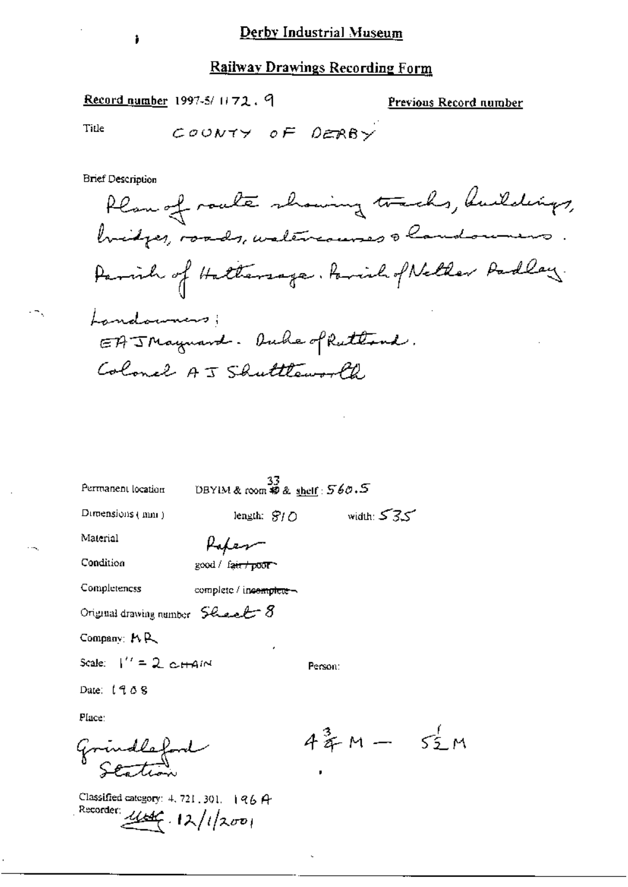## Derby Industrial Museum

## Railway Drawings Recording Form

**Record number** 1997-5/ 1172. 9

**Previous Record number**

Title COUNTY OF DERBY

Brief Description

Plan of route showing tracks, buildings, bridges, roads, watercourses & landowners. Parish of Hathersage. Parish of Nether Padley.

Landowners;
EAJ Maynard. Duke of Rutland.
Colonel A J Shuttleworth

Permanent location DBYIM & room 33 & shelf : 560.5

Dimensions ( mm ) length: 810 width: 535

Material Paper

Condition good / ~~fair / poor~~

Completeness complete / ~~incomplete~~

Original drawing number Sheet 8

Company: MR

Scale: 1'' = 2 CHAIN

Person:

Date: 1908

Place:

Grindleford Station

$4\frac{3}{4}$ M — $5\frac{1}{2}$ M

Classified category: 4. 721. 301. 196 A

Recorder: [signature] 12/1/2001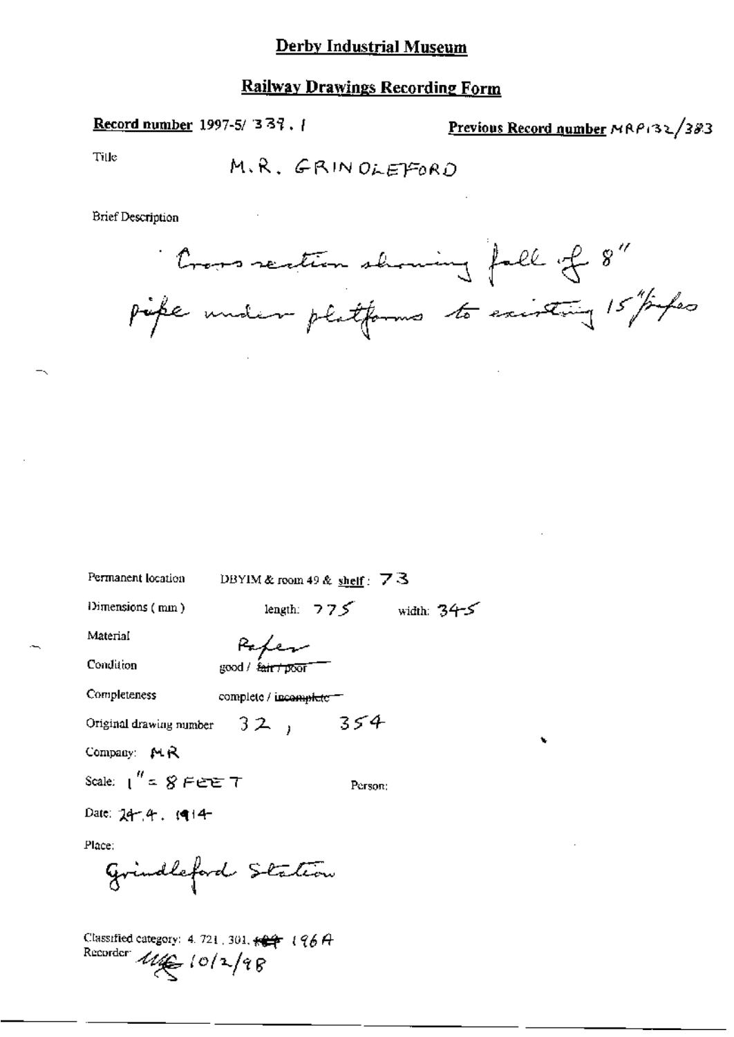# Derby Industrial Museum

## Railway Drawings Recording Form

**Record number** 1997-5/ 339 . 1

**Previous Record number** MRP132/383

Title M.R. GRINDLEFORD

Brief Description

Cross section showing fall of 8" pipe under platforms to existing 15" pipes

Permanent location DBYIM & room 49 & shelf : 73

Dimensions (mm) length: 775 width: 345

Material Paper

Condition good / ~~fair / poor~~

Completeness complete / ~~incomplete~~

Original drawing number 32 , 354

Company: MR

Scale: 1" = 8 FEET

Person:

Date: 24.4. 1914

Place:

Grindleford Station

Classified category: 4. 721 , 301, ~~189~~ 196A

Recorder: [initials] 10/2/98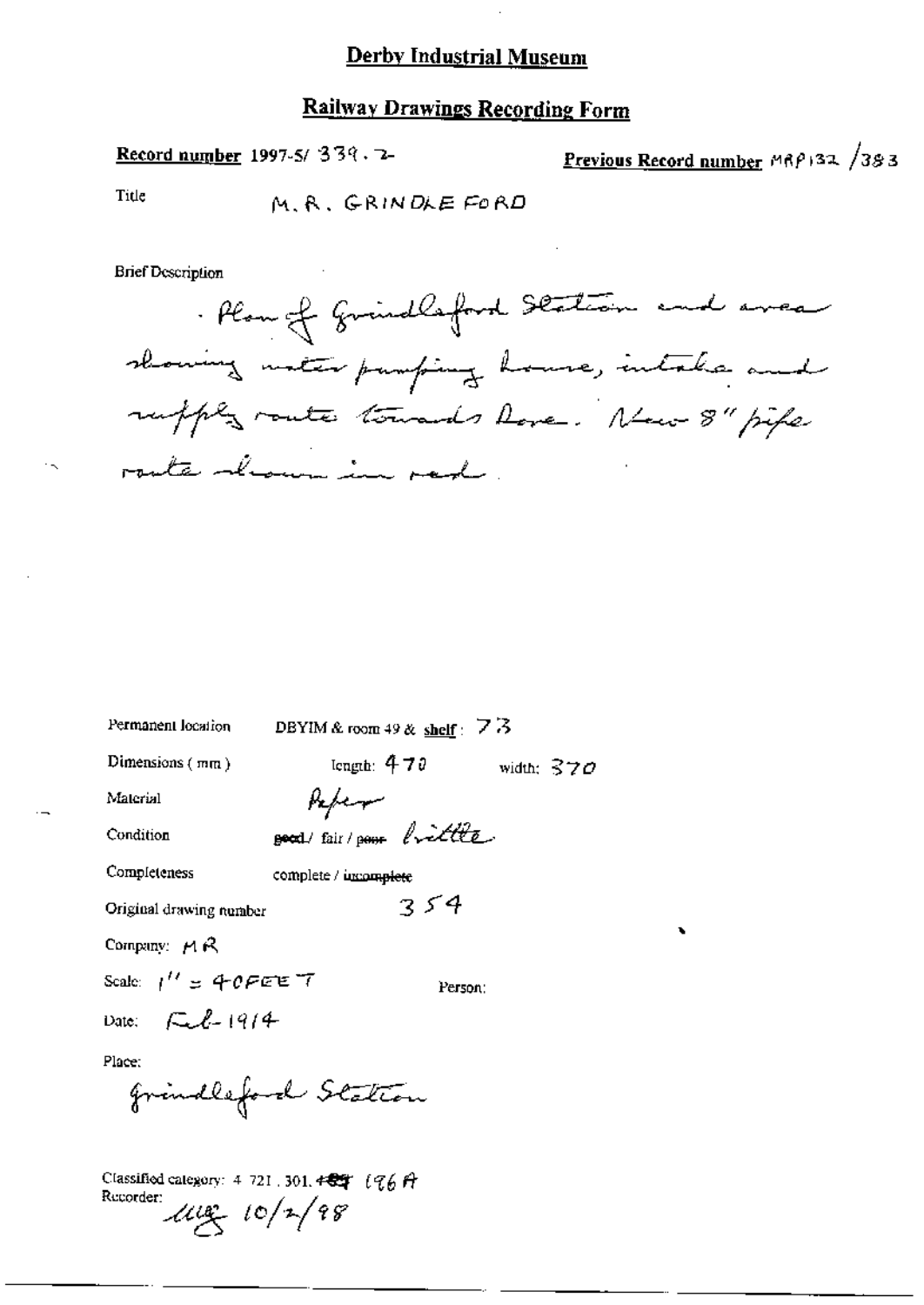# Derby Industrial Museum

## Railway Drawings Recording Form

**Record number** 1997-5/ 339 . 2

**Previous Record number** MRP132 /383

Title M.R. GRINDLEFORD

Brief Description

Plan of Grindleford Station and area showing water pumping house, intake and supply route towards Dore. New 8" pipe route shown in red.

Permanent location DBYIM & room 49 & **shelf**: 73

Dimensions (mm) length: 470 width: 370

Material Paper

Condition ~~good~~ / fair / ~~poor~~ brittle

Completeness complete / ~~incomplete~~

Original drawing number 354

Company: MR

Scale: 1" = 40FEET

Person:

Date: Feb-1914

Place:

Grindleford Station

Classified category: 4 721 . 301. ~~489~~ 196 A

Recorder: ug 10/2/98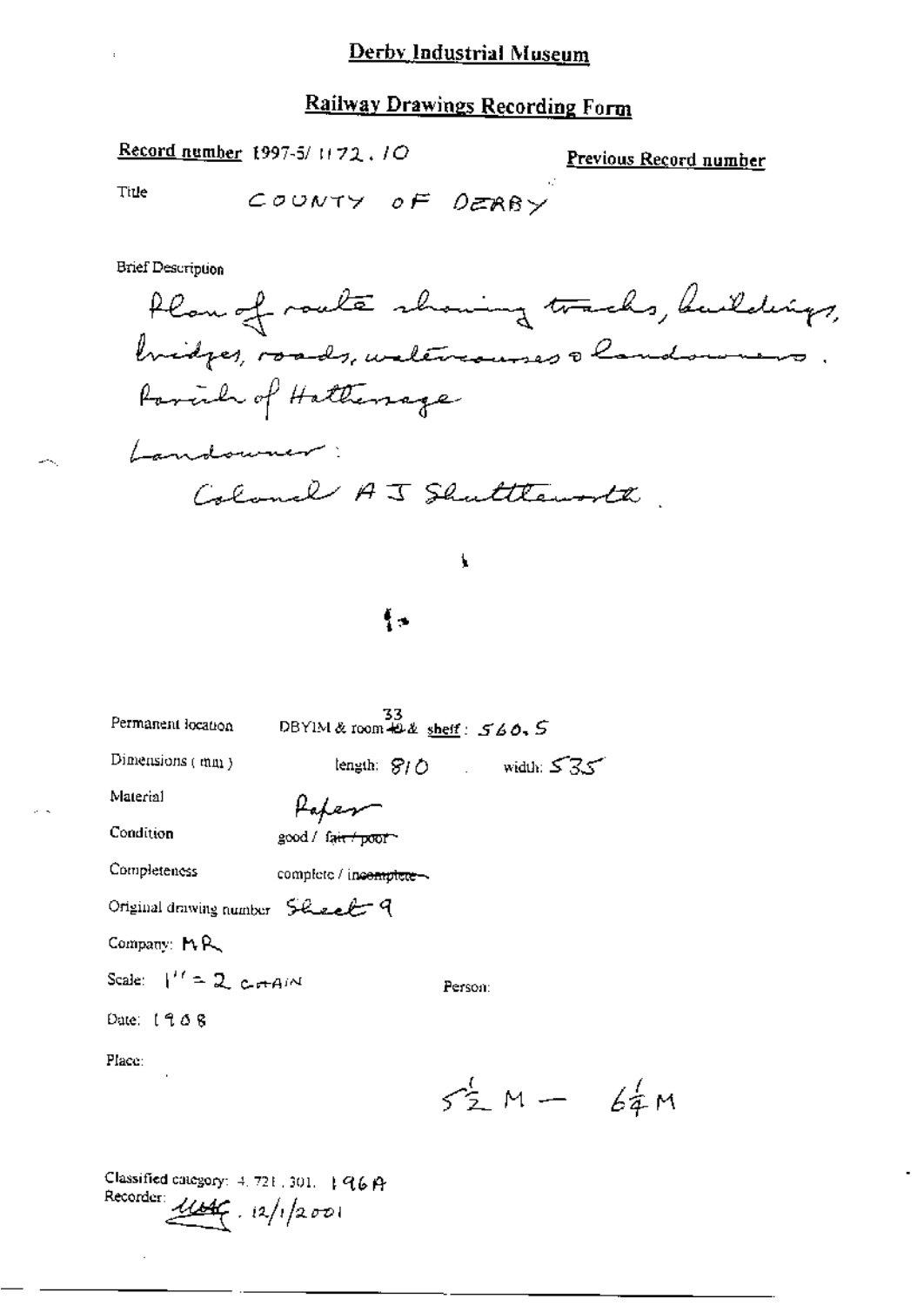# Derby Industrial Museum

## Railway Drawings Recording Form

**Record number** 1997-5/1172.10

**Previous Record number**

Title COUNTY OF DERBY

Brief Description

Plan of route showing tracks, buildings, bridges, roads, watercourses & landowners. Parish of Hathersage

Landowner:

Colonel A J Shuttleworth.

Permanent location DBYIM & room ~~49~~ 33 & shelf: 560.5

Dimensions (mm) length: 810 width: 535

Material Paper

Condition good / ~~fair / poor~~

Completeness complete / ~~incomplete~~

Original drawing number Sheet 9

Company: MR

Scale: 1" = 2 CHAIN

Person:

Date: 1908

Place:

$5\frac{1}{2}$ M — $6\frac{1}{4}$ M

Classified category: 4.721.301. 196A

Recorder: UMG. 12/1/2001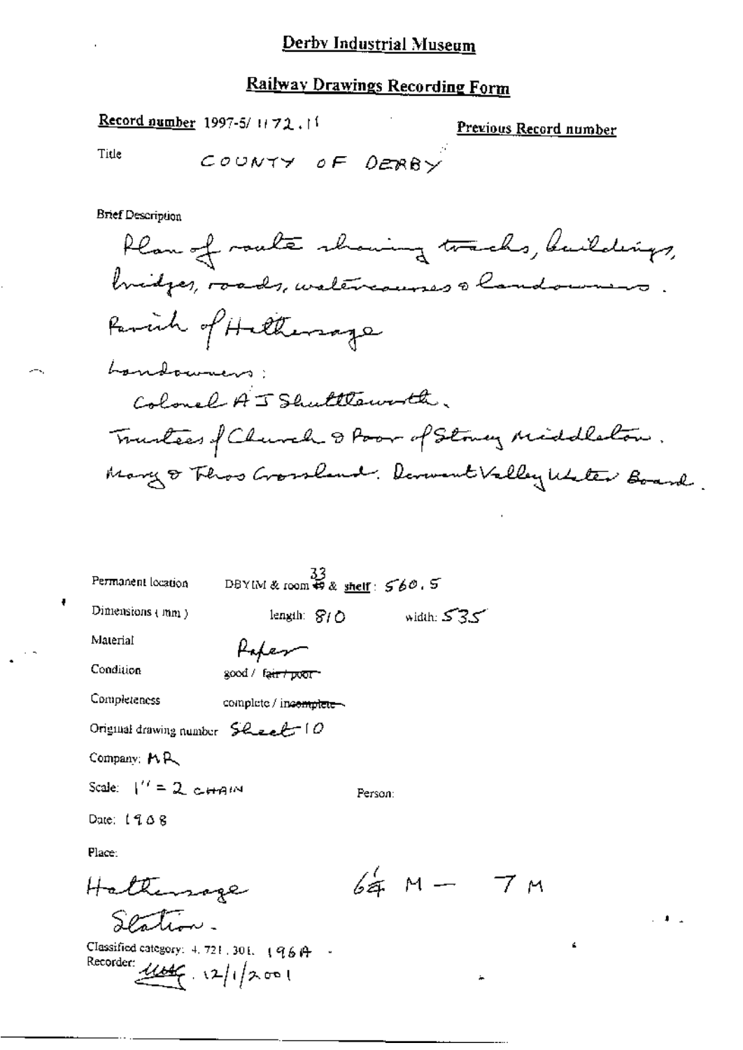# Derby Industrial Museum

## Railway Drawings Recording Form

**Record number** 1997-5/ 1172.11

**Previous Record number**

Title COUNTY OF DERBY

Brief Description

Plan of route showing tracks, buildings, bridges, roads, watercourses & landowners.

Parish of Hathersage

Landowners:

Colonel A J Shuttleworth.

Trustees of Church & Poor of Stoney Middleton.

Mary & Thos Crossland. Derwent Valley Water Board.

Permanent location DBYIM & room 33 & **shelf**: 560.5

Dimensions (mm) length: 810 width: 535

Material Paper

Condition good / ~~fair / poor~~

Completeness complete / ~~incomplete~~

Original drawing number Sheet 10

Company: MR

Scale: 1" = 2 CHAIN

Person:

Date: 1908

Place:

Hathersage Station.

64 M – 7 M

Classified category: 4.721.301. 196A -

Recorder: MAG 12/1/2001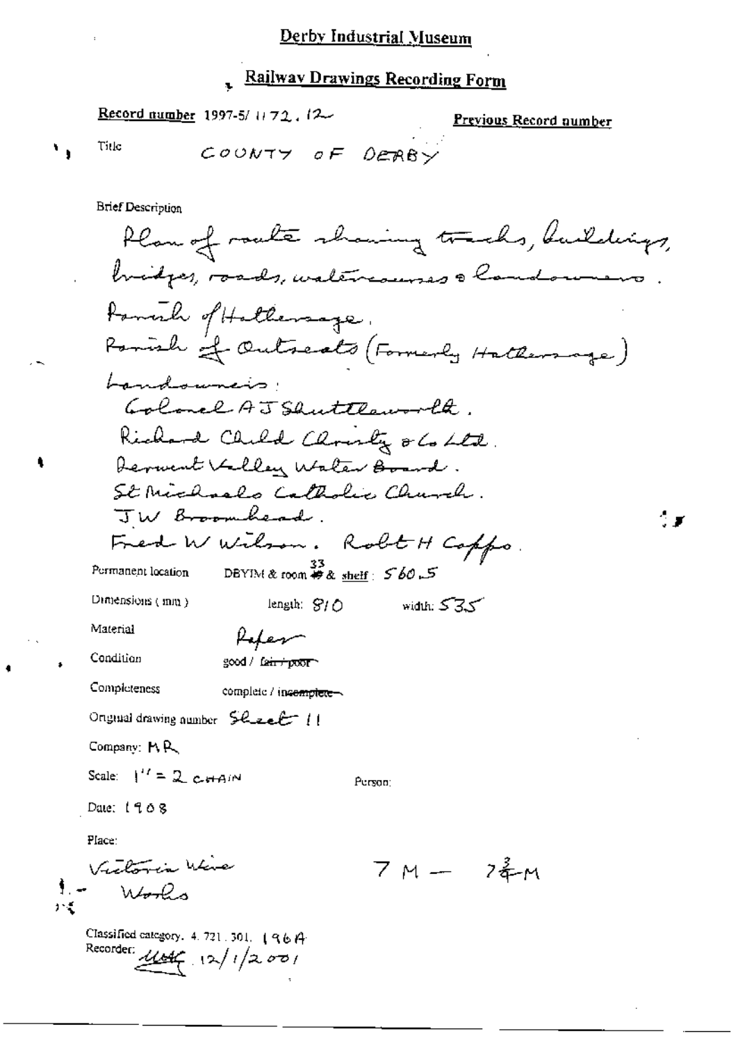# Derby Industrial Museum

## Railway Drawings Recording Form

**Record number** 1997-5/1172.12

**Previous Record number**

Title COUNTY OF DERBY

Brief Description

Plan of route showing tracks, buildings, bridges, roads, watercourses & landowners.
Parish of Hathersage.
Parish of Outseats (Formerly Hathersage)
Landowners:
Colonel A J Shuttleworth.
Richard Child Christy & Co Ltd.
Derwent Valley Water Board.
St Michaels Catholic Church.
J W Broomhead.
Fred W Wilson. Robt H Coffo.

Permanent location DBYIM & room 33 & shelf: 560.5

Dimensions (mm) length: 810 width: 535

Material Paper

Condition good / ~~fair / poor~~

Completeness complete / ~~incomplete~~

Original drawing number Sheet 11

Company: MR

Scale: 1'' = 2 CHAIN

Person:

Date: 1908

Place:

Victoria Wire Works

7 M — 7¾ M

Classified category: 4.721.301. 196A

Recorder: [signature] 12/1/2001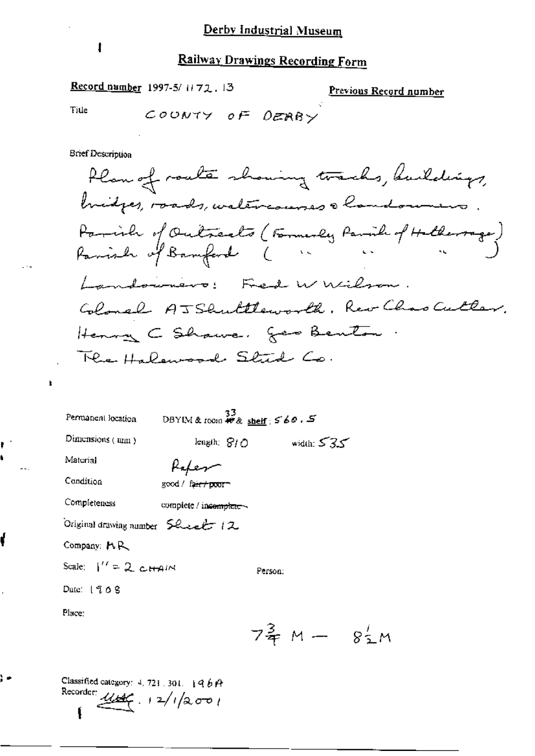# Derby Industrial Museum

## Railway Drawings Recording Form

**Record number** 1997-5/1172.13

**Previous Record number**

Title COUNTY OF DERBY

Brief Description

Plan of route showing tracks, buildings, bridges, roads, watercourses & landowners.
Parish of Outseats (Formerly Parish of Hathersage)
Parish of Bamford ( " " " )
Landowners: Fred W Wilson.
Colonel A J Shuttleworth. Rev Chas Cutler.
Henry C Shawe. Geo Benton.
The Halewood Stud Co.

Permanent location DBYIM & room 33 & shelf: 560.5

Dimensions (mm) length: 810 width: 535

Material Paper

Condition good / ~~fair / poor~~

Completeness complete / ~~incomplete~~

Original drawing number Sheet 12

Company: MR

Scale: 1" = 2 CHAIN

Person:

Date: 1908

Place:

$7\frac{3}{4}$ M — $8\frac{1}{2}$ M

Classified category: 4.721.301. 196A

Recorder: [initials] 12/1/2001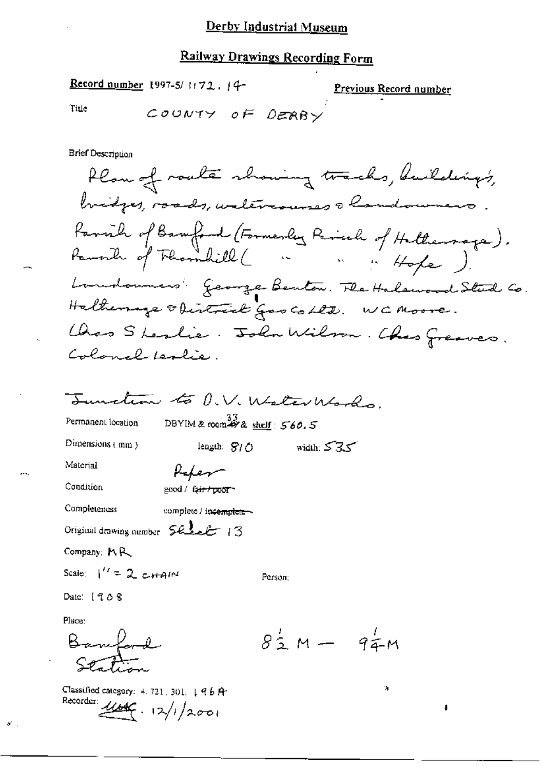# Derby Industrial Museum

## Railway Drawings Recording Form

**Record number** 1997-5/1172.14

**Previous Record number**

Title COUNTY OF DERBY

Brief Description

Plan of route showing tracks, buildings, bridges, roads, watercourses & landowners. Parish of Bamford (Formerly Parish of Hathersage). Parish of Thornhill ( " " " Hope ). Landowners: George Benton. The Halewood Stud Co. Hathersage & District Gas Co Ltd. W C Moore. Chas S Leslie. John Wilson. Chas Greaves. Colonel Leslie.

Junction to D.V. Water Works.

Permanent location DBYIM & room 33 & shelf: 560.5

Dimensions (mm) length: 810 width: 535

Material Paper

Condition good / ~~fair / poor~~

Completeness complete / ~~incomplete~~

Original drawing number Sheet 13

Company: MR

Scale: 1" = 2 CHAIN

Person:

Date: 1908

Place: Bamford Station

$8\frac{1}{2}$ M — $9\frac{1}{4}$ M

Classified category: 4.721.301.196A

Recorder: [initials] 12/1/2001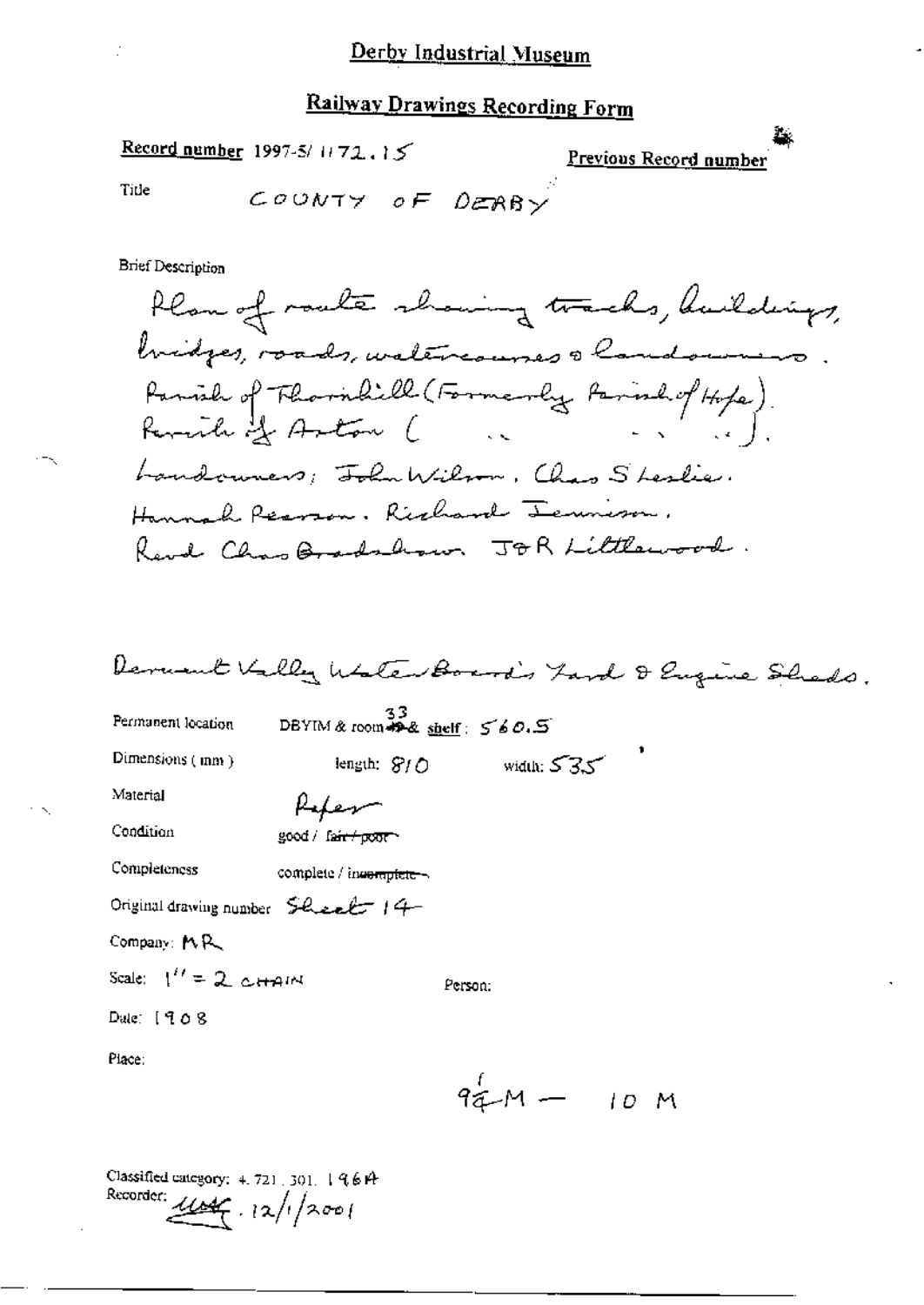# Derby Industrial Museum

## Railway Drawings Recording Form

**Record number** 1997-5/ 1172.15

**Previous Record number**

Title COUNTY OF DERBY

Brief Description

Plan of route showing tracks, buildings, bridges, roads, watercourses & landowners. Parish of Thornhill (Formerly Parish of Hope). Parish of Aston ( " " " ). Landowners; John Wilson. Chas S Leslie. Hannah Pearson. Richard Jennison. Revd Chas Bradshaw. J & R Littlewood.

Derwent Valley Water Board's Yard & Engine Sheds.

Permanent location DBYIM & room ~~49~~ 33 & shelf: 560.5

Dimensions (mm) length: 810 width: 535

Material Paper

Condition good / ~~fair / poor~~

Completeness complete / ~~incomplete~~

Original drawing number Sheet 14

Company: MR

Scale: 1" = 2 CHAIN

Person:

Date: 1908

Place:

$9\frac{1}{4}$M — 10 M

Classified category: 4.721.301.196A

Recorder: [signature] 12/1/2001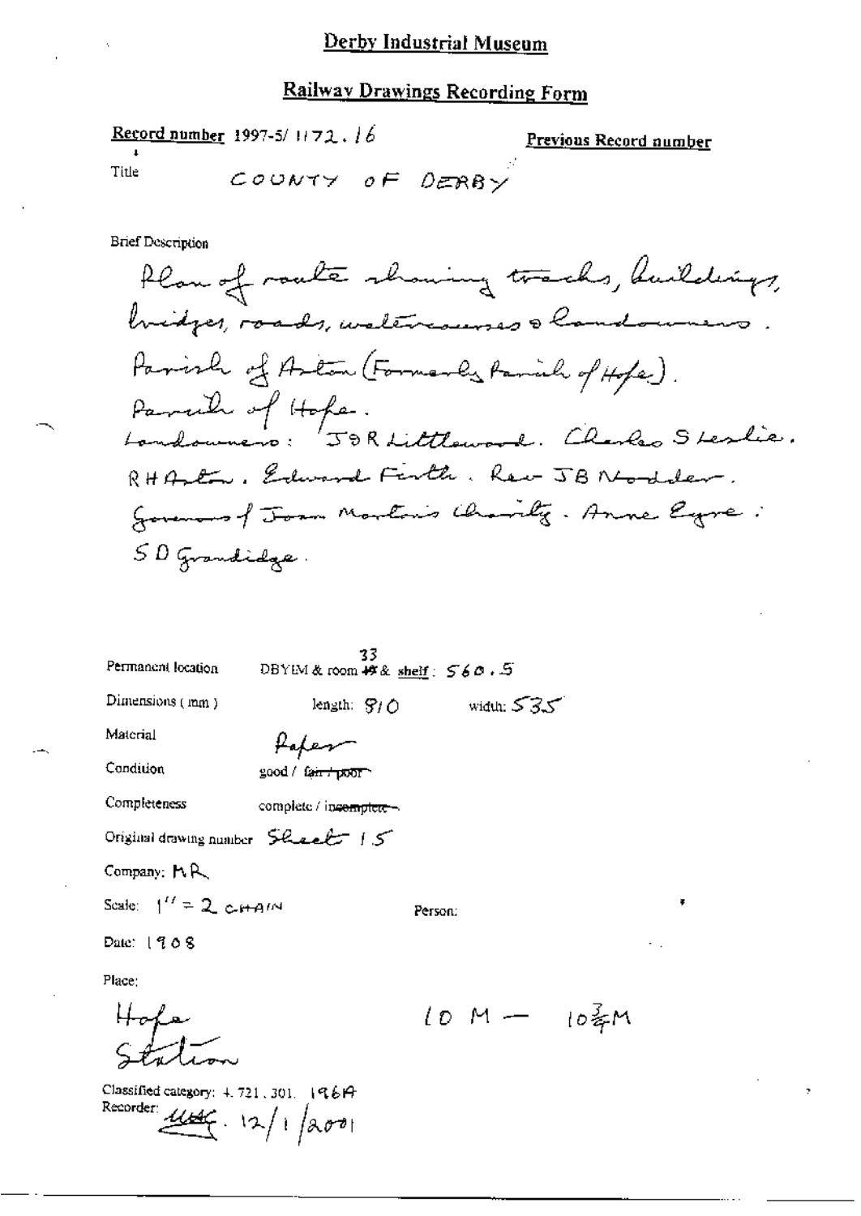# Derby Industrial Museum

## Railway Drawings Recording Form

**Record number** 1997-5/ 1172.16

**Previous Record number**

Title COUNTY OF DERBY

Brief Description

Plan of route showing tracks, buildings, bridges, roads, watercourses & landowners. Parish of Aston (Formerly Parish of Hope). Parish of Hope. Landowners: J & R Littlewood. Charles S Leslie. R H Aston. Edward Firth. Rev J B Nodder. Governors of Joan Morton's Charity. Anne Eyre. S D Grandidge.

Permanent location DBYIM & room 33 & shelf: 560.5

Dimensions (mm) length: 810 width: 535

Material Paper

Condition good / ~~fair / poor~~

Completeness complete / ~~incomplete~~

Original drawing number Sheet 15

Company: MR

Scale: 1" = 2 CHAIN

Person:

Date: 1908

Place:

Hope Station

10 M — 10¾M

Classified category: 4.721.301. 1961A

Recorder: UAG. 12/1/2001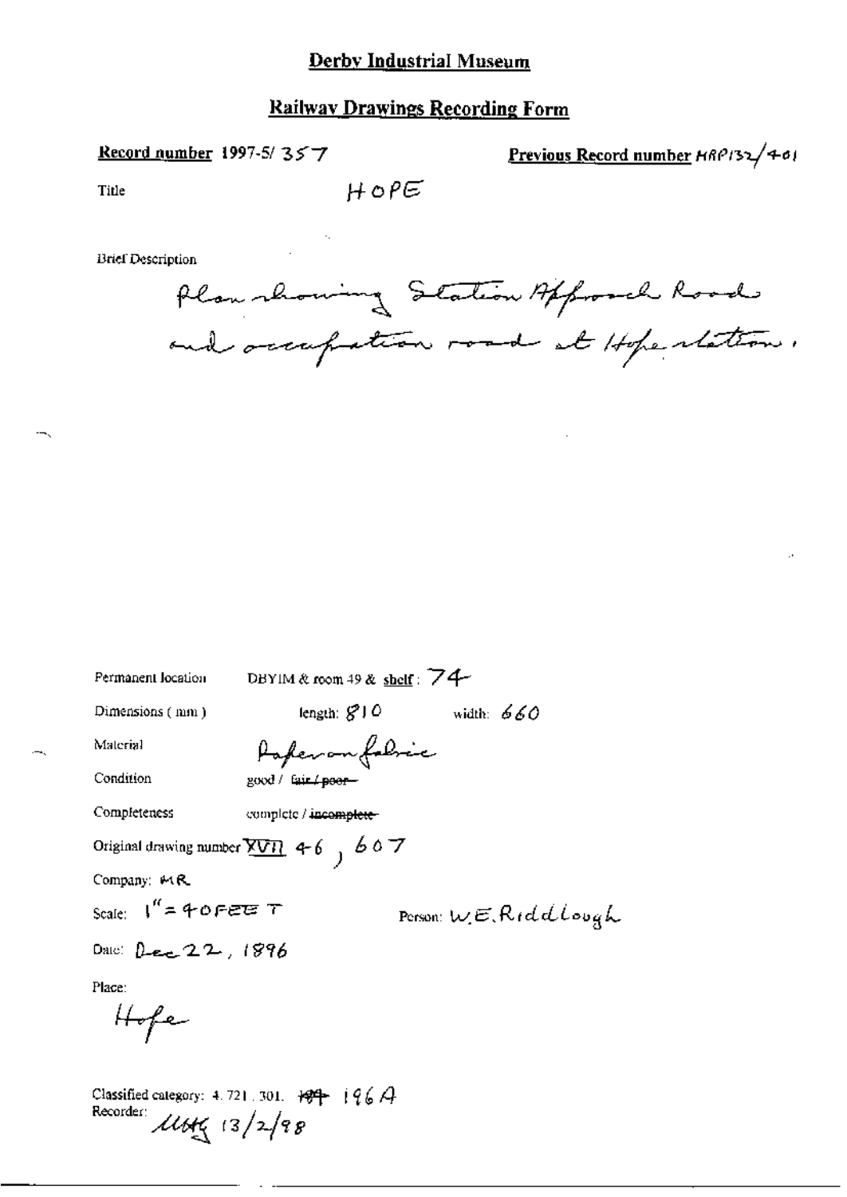# Derby Industrial Museum

## Railway Drawings Recording Form

**Record number** 1997-5/ 357

**Previous Record number** HRP132/401

Title HOPE

Brief Description

Plan showing Station Approach Road and occupation road at Hope station.

Permanent location DBYIM & room 49 & shelf: 74

Dimensions (mm) length: 810 width: 660

Material Paper on fabric

Condition good / ~~fair / poor~~

Completeness complete / ~~incomplete~~

Original drawing number XVII 46, 607

Company: MR

Scale: 1" = 40 FEET

Person: W.E. Riddlough

Date: Dec 22, 1896

Place:

Hope

Classified category: 4.721.301. ~~194~~ 196A

Recorder: MBG 13/2/98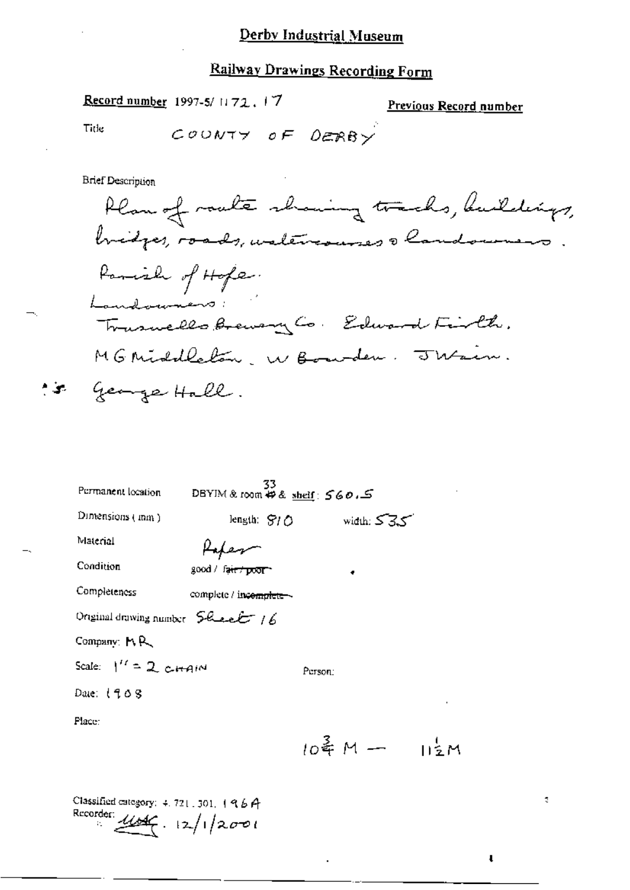# Derby Industrial Museum

## Railway Drawings Recording Form

**Record number** 1997-5/ 1172. 17

**Previous Record number**

Title COUNTY OF DERBY

Brief Description

Plan of route showing tracks, buildings, bridges, roads, watercourses & landowners.

Parish of Hope.

Landowners:

Truswells Brewery Co. Edward Firth.

MG Middleton. W Bowden. J Wain.

George Hall.

Permanent location DBYIM & room 33 & shelf: 560.5

Dimensions (mm) length: 810 width: 535

Material Paper

Condition good / ~~fair / poor~~

Completeness complete / ~~incomplete~~

Original drawing number Sheet 16

Company: MR

Scale: 1" = 2 CHAIN

Person:

Date: 1908

Place:

$10\frac{3}{4}$ M — $11\frac{1}{2}$ M

Classified category: 4.721.301.196A

Recorder: [initials] 12/1/2001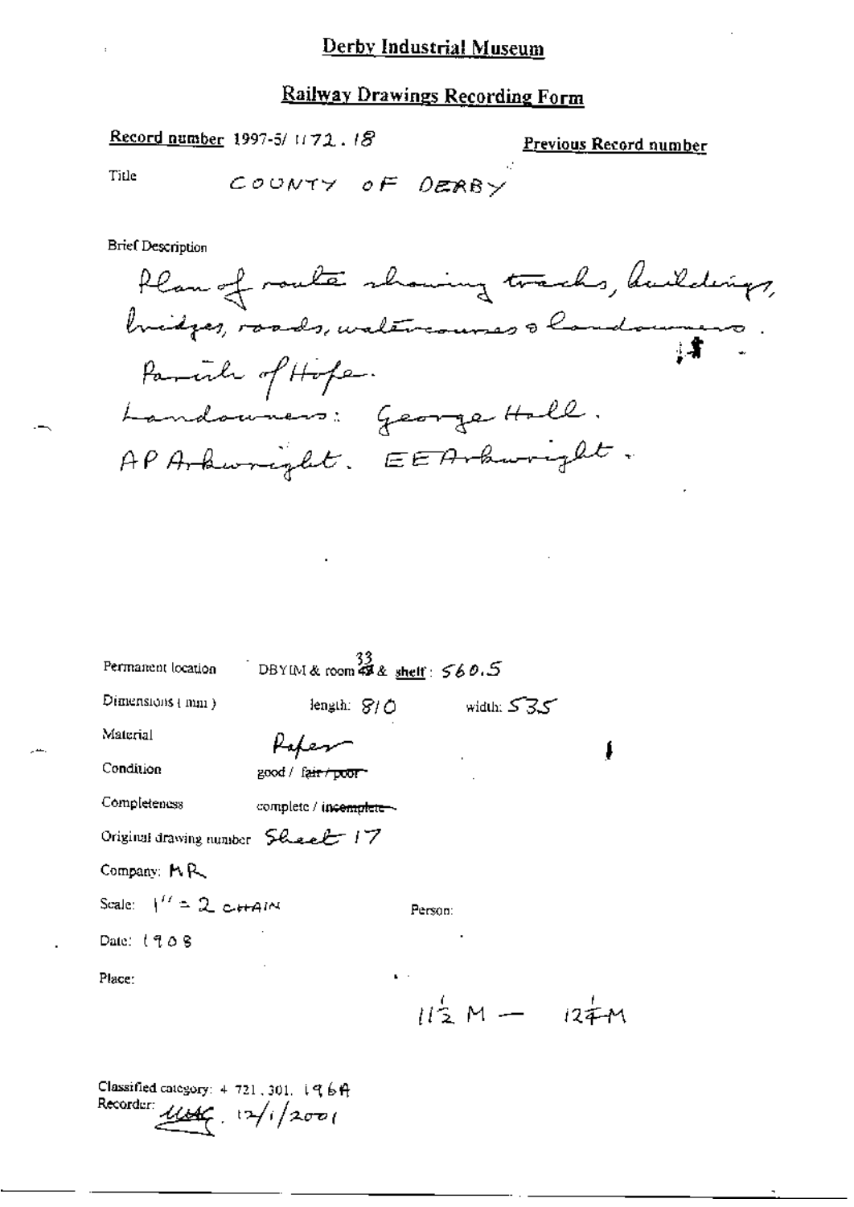# Derby Industrial Museum

## Railway Drawings Recording Form

**Record number** 1997-5/ 1172 . 18

**Previous Record number**

Title COUNTY OF DERBY

Brief Description

Plan of route showing tracks, buildings, bridges, roads, watercourses & landowners.

Parish of Hope.

Landowners: George Hall.

AP Arkwright. EE Arkwright.

Permanent location DBYIM & room 33 & shelf: 560.5

Dimensions (mm) length: 810 width: 535

Material Paper

Condition good / ~~fair / poor~~

Completeness complete / ~~incomplete~~

Original drawing number Sheet 17

Company: MR

Scale: 1" = 2 CHAIN

Person:

Date: 1908

Place:

$11\frac{1}{2}$ M — $12\frac{1}{4}$ M

Classified category: 4 721.301. 196A

Recorder: [signature] 12/1/2001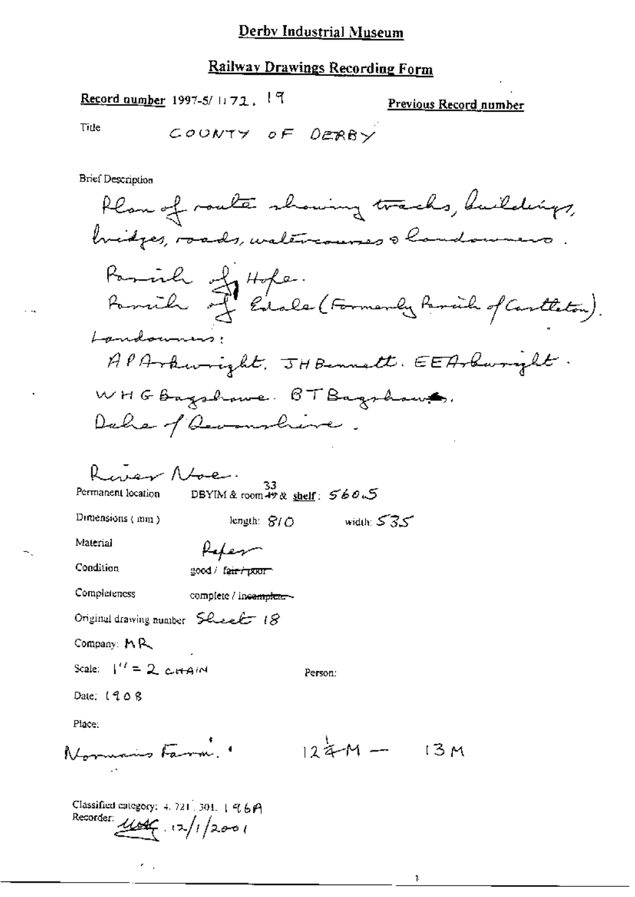# Derby Industrial Museum

## Railway Drawings Recording Form

**Record number** 1997-5/ 1172. 19

**Previous Record number**

Title COUNTY OF DERBY

Brief Description

Plan of route showing tracks, buildings, bridges, roads, watercourses & landowners.

Parish of Hope.
Parish of Edale (Formerly Parish of Castleton).

Landowners:
AP Arkwright. JH Bennett. EE Arkwright.
WHG Bagshawe. BT Bagshawe.
Duke of Devonshire.

River Noe.

Permanent location DBYIM & room ~~49~~ 33 & shelf: 560.5

Dimensions (mm) length: 810 width: 535

Material Paper

Condition good / ~~fair / poor~~

Completeness complete / ~~incomplete~~

Original drawing number Sheet 18

Company: MR

Scale: 1" = 2 CHAIN

Person:

Date: 1908

Place:

Normans Farm. $12\frac{3}{4}$M — 13M

Classified category: 4. 721. 301. 196A
Recorder: [signature] 12/1/2001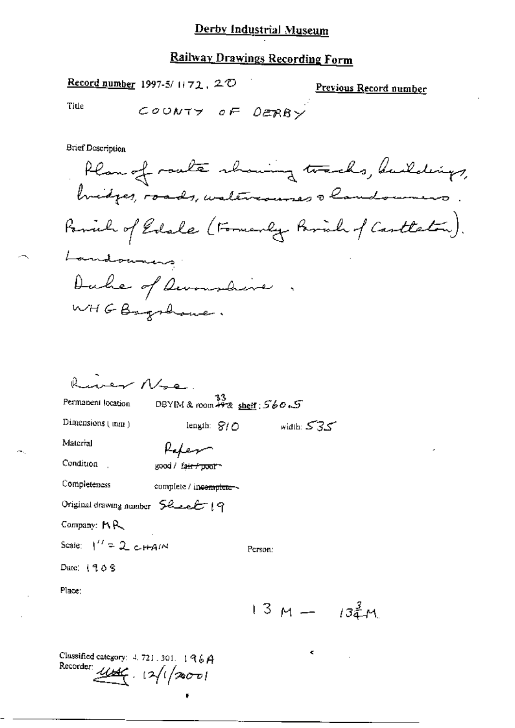# Derby Industrial Museum

## Railway Drawings Recording Form

**Record number** 1997-5/ 1172 . 20

**Previous Record number**

Title COUNTY OF DERBY

Brief Description

Plan of route showing tracks, buildings, bridges, roads, watercourses & landowners. Parish of Edale (Formerly Parish of Castleton). Landowners: Duke of Devonshire. WHG Bagshawe.

River Noe.

Permanent location DBYIM & room ~~49~~ 33 & shelf: 560.5

Dimensions (mm) length: 810 width: 535

Material Paper

Condition good / ~~fair / poor~~

Completeness complete / ~~incomplete~~

Original drawing number Sheet 19

Company: MR

Scale: 1'' = 2 CHAIN

Person:

Date: 1908

Place:

13 M — 13¾ M.

Classified category: 4. 721. 301. 196A

Recorder: [signature] 12/1/2001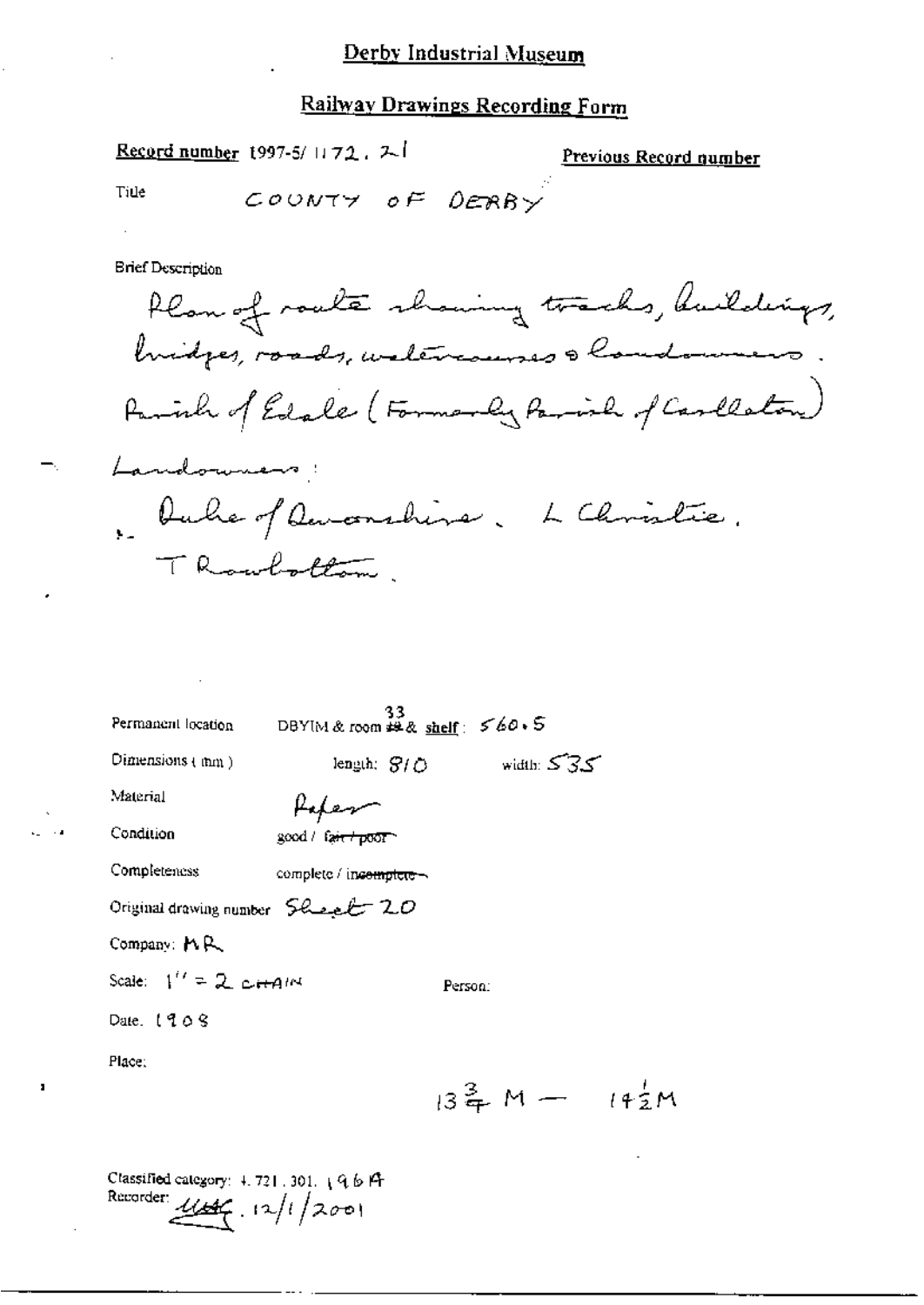# Derby Industrial Museum

## Railway Drawings Recording Form

**Record number** 1997-5/ 1172 . 21

**Previous Record number**

Title COUNTY OF DERBY

Brief Description

Plan of route showing tracks, buildings, bridges, roads, watercourses & landowners.

Parish of Edale (Formerly Parish of Castleton)

Landowners:

Duke of Devonshire. L Christie. T Rowbottom.

Permanent location DBYIM & room 33 & shelf: 560.5

Dimensions (mm) length: 810 width: 535

Material Paper

Condition good / ~~fair / poor~~

Completeness complete / ~~incomplete~~

Original drawing number Sheet 20

Company: MR

Scale: 1" = 2 CHAIN

Person:

Date. 1908

Place:

$13\frac{3}{4}$ M — $14\frac{1}{2}$ M

Classified category: 4.721.301.196A

Recorder: [signature] 12/1/2001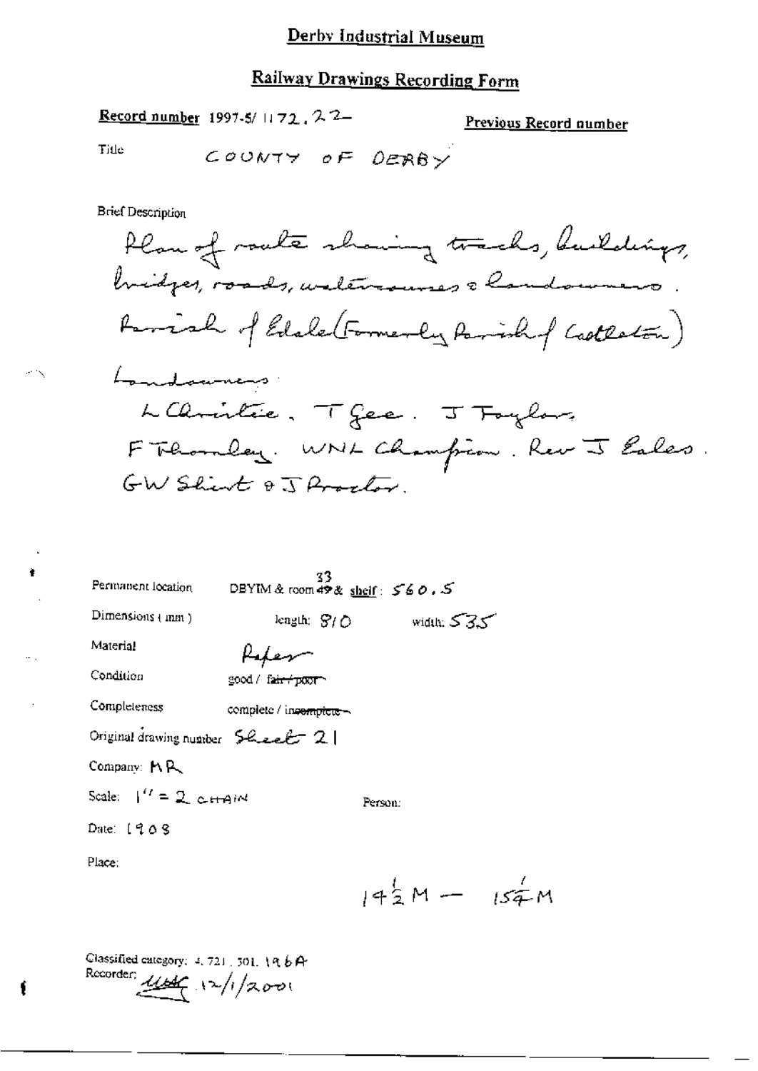# Derby Industrial Museum

## Railway Drawings Recording Form

**Record number** 1997-5/ 1172 . 22

**Previous Record number**

Title COUNTY OF DERBY

Brief Description

Plan of route showing tracks, buildings, bridges, roads, watercourses & landowners. Parish of Edale (Formerly Parish of Castleton)

Landowners:

L Christie. T Gee. J Taylor, F Thornley. WNL Champion. Rev J Eales. GW Shirt & J Proctor.

Permanent location DBYIM & room ~~49~~ 33 & shelf: 560.5

Dimensions (mm) length: 810 width: 535

Material Paper

Condition good / ~~fair / poor~~

Completeness complete / ~~incomplete~~

Original drawing number Sheet 21

Company: MR

Scale: 1" = 2 CHAIN

Person:

Date: 1908

Place:

$14\frac{1}{2}$ M — $15\frac{1}{4}$ M

Classified category: 4. 721. 301. 196A

Recorder: [signature] 12/1/2001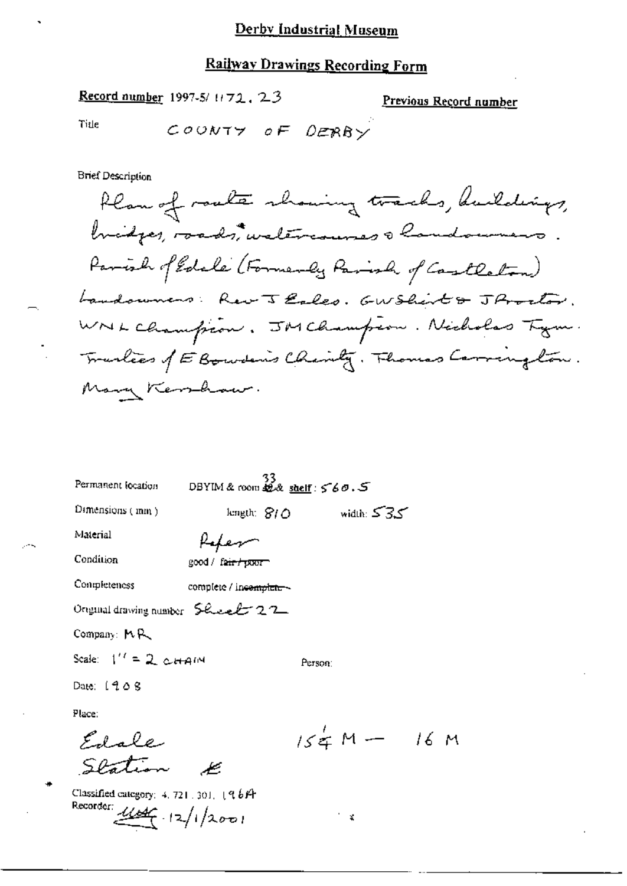# Derby Industrial Museum

## Railway Drawings Recording Form

**Record number** 1997-5/ 1172. 23

**Previous Record number**

Title COUNTY OF DERBY

Brief Description

Plan of route showing tracks, buildings, bridges, roads, watercourses & landowners. Parish of Edale (Formerly Parish of Castleton) Landowners: Rev T Eales. GW Shirt & J Proctor. WNL Champion. JM Champion. Nicholas Fyn. Trustees of E Bowden's Charity. Thomas Carrington. Mary Kershaw.

Permanent location DBYIM & room 33 & shelf: 560.5

Dimensions (mm) length: 810 width: 535

Material Paper

Condition good / ~~fair / poor~~

Completeness complete / ~~incomplete~~

Original drawing number Sheet 22

Company: MR

Scale: 1'' = 2 CHAIN

Person:

Date: 1908

Place:

Edale Station

15¼ M — 16 M

Classified category: 4. 721. 301. 196A

Recorder: [signature] 12/1/2001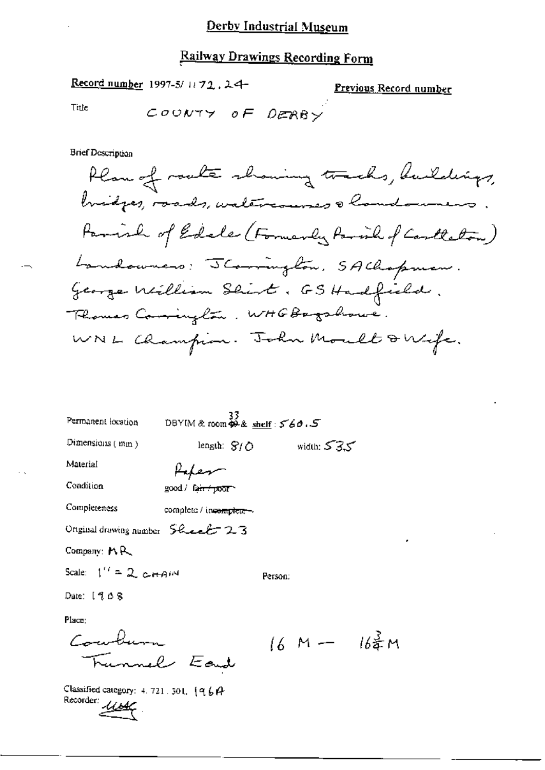# Derby Industrial Museum

## Railway Drawings Recording Form

**Record number** 1997-5/ 1172.24

**Previous Record number**

Title COUNTY OF DERBY

Brief Description

Plan of route showing tracks, buildings, bridges, roads, watercourses & landowners. Parish of Edale (Formerly Parish of Castleton) Landowners: J Carrington, S A Chapman. George William Shirt. G S Hadfield. Thomas Carrington. W H G Bagshawe. W N L Champion. John Moult & Wife.

Permanent location DBYIM & room 33 & shelf: 560.5

Dimensions (mm) length: 810 width: 535

Material Paper

Condition good / ~~fair / poor~~

Completeness complete / ~~incomplete~~

Original drawing number Sheet 23

Company: MR

Scale: 1" = 2 CHAIN

Person:

Date: 1908

Place:

Cowburn Tunnel End

$16$ M — $16\frac{3}{4}$ M

Classified category: 4. 721. 301. 196A

Recorder: *[signature]*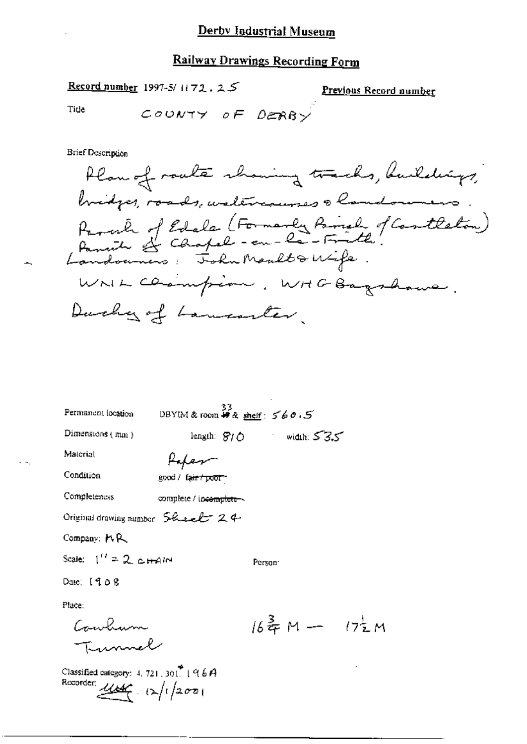# Derby Industrial Museum

## Railway Drawings Recording Form

**Record number** 1997-5/ 1172 . 25

**Previous Record number**

Title COUNTY OF DERBY

Brief Description

Plan of route showing tracks, buildings, bridges, roads, watercourses & landowners. Parish of Edale (Formerly Parish of Castleton) Parish of Chapel-en-le-Frith. Landowners: John Moult & Wife. WML Champion. WHG Bagshawe. Duchy of Lancaster.

Permanent location DBYIM & room 33 & shelf: 560.5

Dimensions (mm) length: 810 width: 535

Material Paper

Condition good / ~~fair / poor~~

Completeness complete / ~~incomplete~~

Original drawing number Sheet 24

Company: MR

Scale: 1" = 2 CHAIN

Person:

Date: 1908

Place:

Cowburn Tunnel

$16\frac{3}{4}$ M — $17\frac{1}{2}$ M

Classified category: 4. 721. 301. 196A

Recorder: [signature] 12/1/2001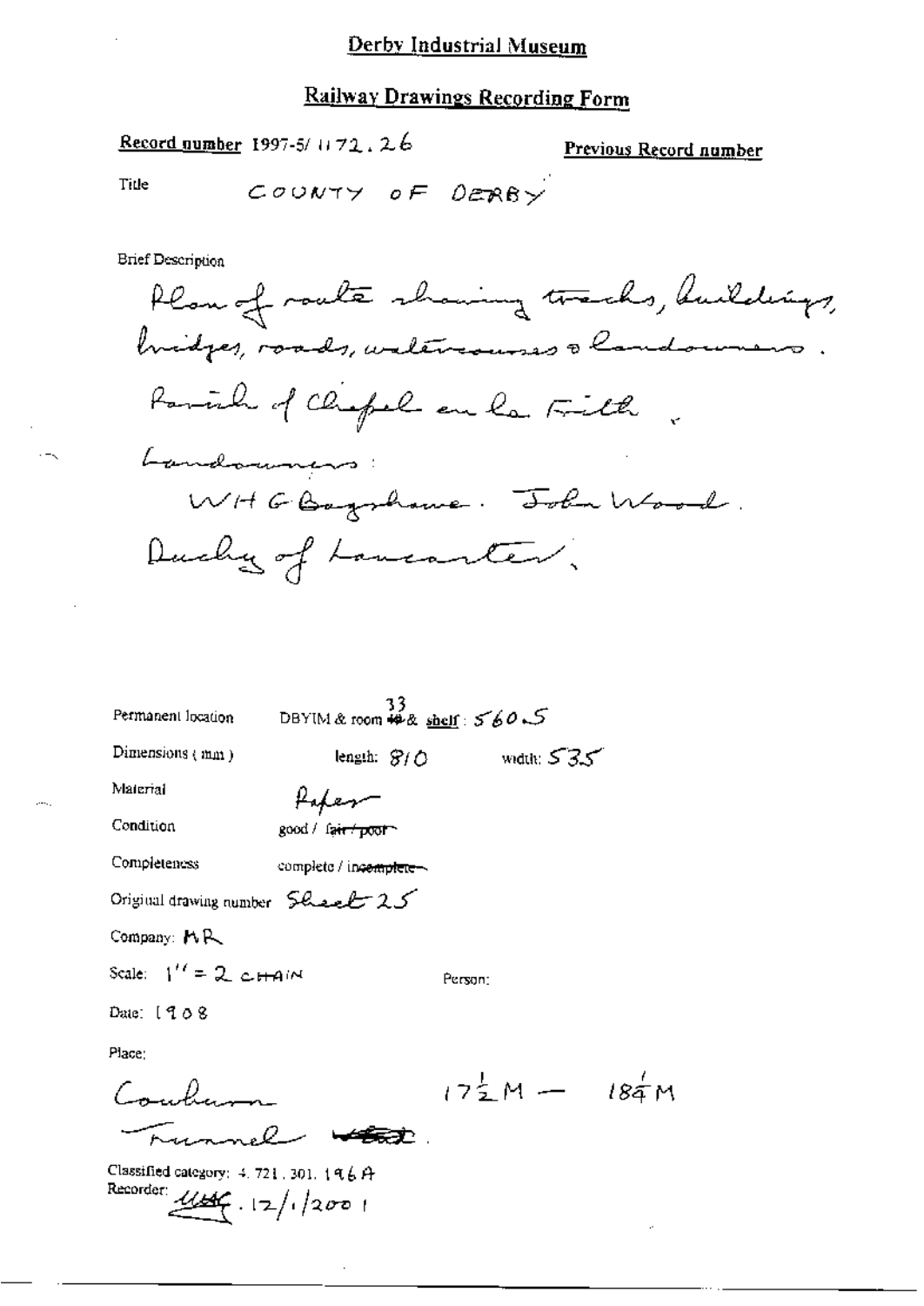# Derby Industrial Museum

## Railway Drawings Recording Form

**Record number** 1997-5/1172.26

**Previous Record number**

Title COUNTY OF DERBY

Brief Description

Plan of route showing tracks, buildings, bridges, roads, watercourses & landowners.

Parish of Chapel en le Frith.

Landowners:

WHG Bagshawe. John Wood.

Duchy of Lancaster.

Permanent location DBYIM & room 33 & shelf: 560.5

Dimensions (mm) length: 810 width: 535

Material Paper

Condition good / ~~fair / poor~~

Completeness complete / ~~incomplete~~

Original drawing number Sheet 25

Company: MR

Scale: 1" = 2 CHAIN

Person:

Date: 1908

Place:

Cowburn $17\frac{1}{2}$M — $18\frac{1}{4}$M

Tunnel ~~West~~.

Classified category: 4.721.301.196A

Recorder: [signature] 12/1/2001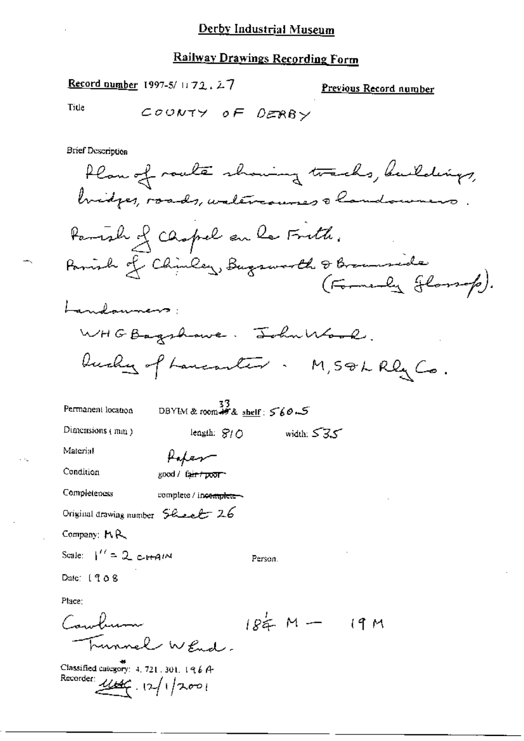# Derby Industrial Museum

## Railway Drawings Recording Form

**Record number** 1997-5/ 1172.27 **Previous Record number**

Title COUNTY OF DERBY

Brief Description

Plan of route showing tracks, buildings, bridges, roads, watercourses & landowners.

Parish of Chapel en le Frith.

Parish of Chinley, Bugsworth & Brownside (Formerly Glossop).

Landowners:

WHG Bagshawe. John Wood.

Duchy of Lancaster. M, S & L Rly Co.

Permanent location DBYIM & room 33 & shelf: 560.5

Dimensions (mm) length: 810 width: 535

Material Paper

Condition good / ~~fair / poor~~

Completeness complete / ~~incomplete~~

Original drawing number Sheet 26

Company: MR

Scale: 1" = 2 CHAIN Person.

Date: 1908

Place:

Cowburn Tunnel W End. $18\frac{1}{4}$ M — 19 M

Classified category: 4, 721, 301, 196A

Recorder: [signature] 12/1/2001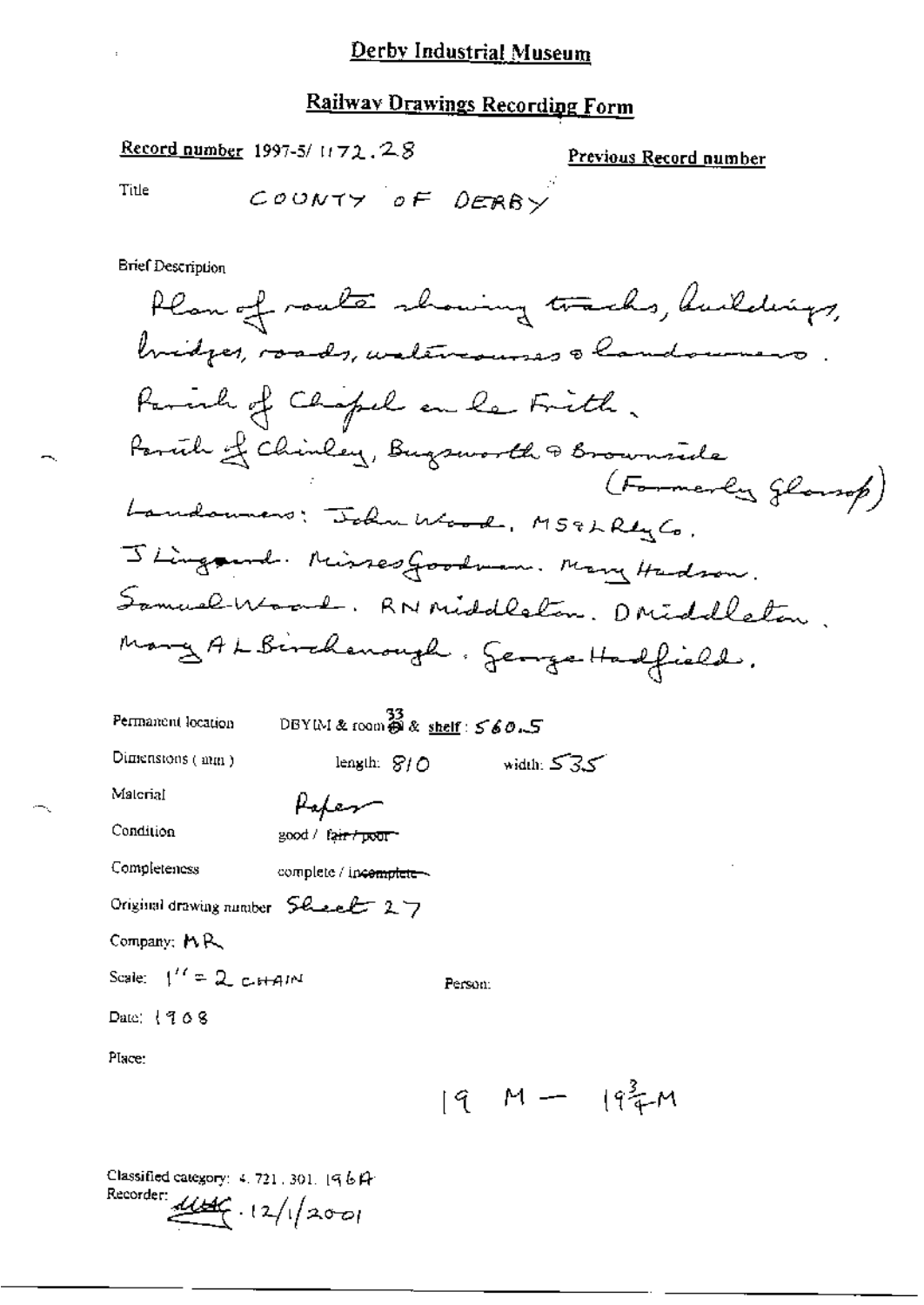# Derby Industrial Museum

## Railway Drawings Recording Form

**Record number** 1997-5/ 1172.28

**Previous Record number**

Title COUNTY OF DERBY

Brief Description

Plan of route showing tracks, buildings, bridges, roads, watercourses & landowners. Parish of Chapel en le Frith. Parish of Chinley, Bugsworth & Brownside (Formerly Glossop) Landowners: John Wood. MS&L Rly Co. J Lingard. Misses Goodman. Mary Hudson. Samuel Wood. RN Middleton. D Middleton. Mary A L Birchenough. George Hadfield.

Permanent location DBYIM & room 33 & shelf: 560.5

Dimensions (mm) length: 810 width: 535

Material Paper

Condition good / ~~fair / poor~~

Completeness complete / ~~incomplete~~

Original drawing number Sheet 27

Company: MR

Scale: 1'' = 2 CHAIN

Person:

Date: 1908

Place:

19 M — $19\frac{3}{4}$ M

Classified category: 4. 721. 301. 196A

Recorder: [signature] 12/1/2001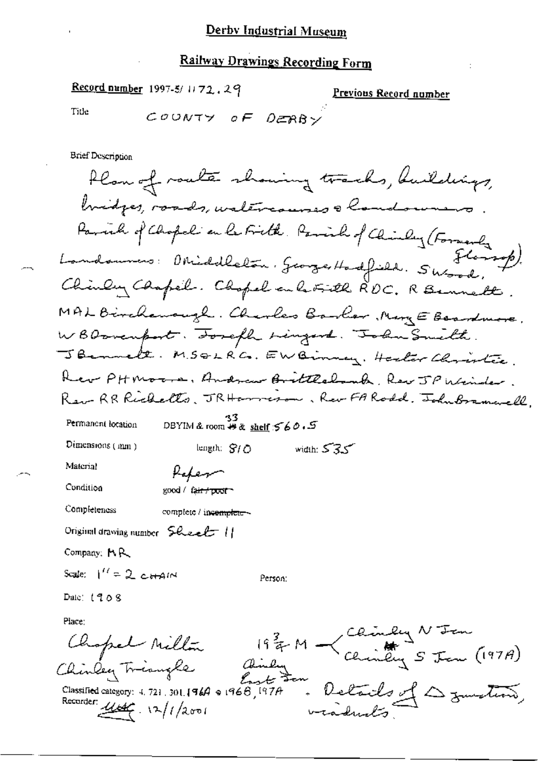## Derby Industrial Museum

## Railway Drawings Recording Form

**Record number** 1997-5/1172.29

**Previous Record number**

Title COUNTY OF DERBY

Brief Description

Plan of route showing tracks, buildings, bridges, roads, watercourses & landowners. Parish of Chapel en le Frith. Parish of Chinley (Formerly Glossop). Landowners: O Middleton. George Hadfield. S Wood, Chinley Chapel. Chapel en le Frith RDC. R Bennett. MAL Birchenough. Charles Barber. Mary E Beardmore. W B Davenport. Joseph Lingard. John Smith. J Bennett. MS&LRCo. E W Binney. Hester Christie. Rev PH Moore. Andrew Brittlebank. Rev JP Winder. Rev RR Ricketts. JR Harrison. Rev FA Rodd. John Bramwell.

Permanent location DBYIM & room ~~44~~ 33 & shelf 560.5

Dimensions (mm) length: 810 width: 535

Material Paper

Condition good / ~~fair / poor~~

Completeness complete / ~~incomplete~~

Original drawing number Sheet 11

Company: MR

Scale: 1" = 2 CHAIN

Person:

Date: 1908

Place:

Chapel Milton

Chinley Triangle

19¾ M — Chinley N Jcn / Chinley S Jcn (197A) / Chinley East Jcn

Details of △ junction, viaducts.

Classified category: 4.721.301.196A & 196B, 197A

Recorder: [initials] 12/1/2001